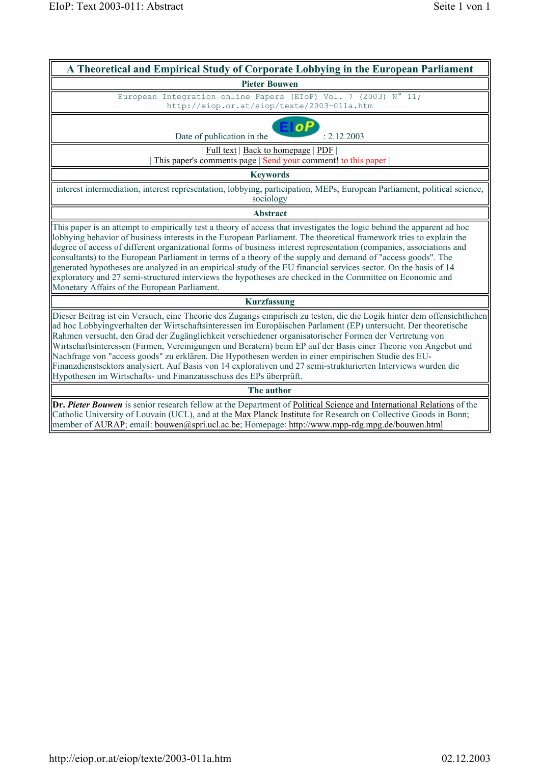# A Theoretical and Empirical Study of Corporate Lobbying in the European Parliament

**Pieter Bouwen**

European Integration online Papers (EIoP) Vol. 7 (2003) N° 11;
http://eiop.or.at/eiop/texte/2003-011a.htm

Date of publication in the EIoP: 2.12.2003

| Full text | Back to homepage | PDF |
| This paper's comments page | Send your comment! to this paper |

## Keywords

interest intermediation, interest representation, lobbying, participation, MEPs, European Parliament, political science, sociology

## Abstract

This paper is an attempt to empirically test a theory of access that investigates the logic behind the apparent ad hoc lobbying behavior of business interests in the European Parliament. The theoretical framework tries to explain the degree of access of different organizational forms of business interest representation (companies, associations and consultants) to the European Parliament in terms of a theory of the supply and demand of "access goods". The generated hypotheses are analyzed in an empirical study of the EU financial services sector. On the basis of 14 exploratory and 27 semi-structured interviews the hypotheses are checked in the Committee on Economic and Monetary Affairs of the European Parliament.

## Kurzfassung

Dieser Beitrag ist ein Versuch, eine Theorie des Zugangs empirisch zu testen, die die Logik hinter dem offensichtlichen ad hoc Lobbyingverhalten der Wirtschaftsinteressen im Europäischen Parlament (EP) untersucht. Der theoretische Rahmen versucht, den Grad der Zugänglichkeit verschiedener organisatorischer Formen der Vertretung von Wirtschaftsinteressen (Firmen, Vereinigungen und Beratern) beim EP auf der Basis einer Theorie von Angebot und Nachfrage von "access goods" zu erklären. Die Hypothesen werden in einer empirischen Studie des EU-Finanzdienstsektors analysiert. Auf Basis von 14 explorativen und 27 semi-strukturierten Interviews wurden die Hypothesen im Wirtschafts- und Finanzausschuss des EPs überprüft.

## The author

**Dr. *Pieter Bouwen*** is senior research fellow at the Department of Political Science and International Relations of the Catholic University of Louvain (UCL), and at the Max Planck Institute for Research on Collective Goods in Bonn; member of AURAP; email: bouwen@spri.ucl.ac.be; Homepage: http://www.mpp-rdg.mpg.de/bouwen.html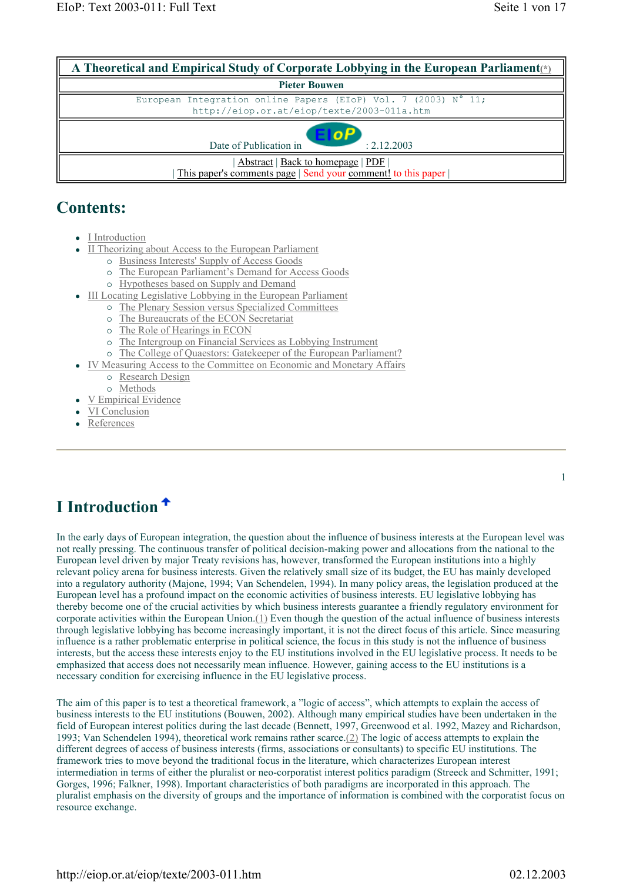# A Theoretical and Empirical Study of Corporate Lobbying in the European Parliament(*)

**Pieter Bouwen**

European Integration online Papers (EIoP) Vol. 7 (2003) N° 11;
http://eiop.or.at/eiop/texte/2003-011a.htm

Date of Publication in EIoP : 2.12.2003

| Abstract | Back to homepage | PDF |
| This paper's comments page | Send your comment! to this paper |

## Contents:

- I Introduction
- II Theorizing about Access to the European Parliament
  - Business Interests' Supply of Access Goods
  - The European Parliament's Demand for Access Goods
  - Hypotheses based on Supply and Demand
- III Locating Legislative Lobbying in the European Parliament
  - The Plenary Session versus Specialized Committees
  - The Bureaucrats of the ECON Secretariat
  - The Role of Hearings in ECON
  - The Intergroup on Financial Services as Lobbying Instrument
  - The College of Quaestors: Gatekeeper of the European Parliament?
- IV Measuring Access to the Committee on Economic and Monetary Affairs
  - Research Design
  - Methods
- V Empirical Evidence
- VI Conclusion
- References

---

## I Introduction

In the early days of European integration, the question about the influence of business interests at the European level was not really pressing. The continuous transfer of political decision-making power and allocations from the national to the European level driven by major Treaty revisions has, however, transformed the European institutions into a highly relevant policy arena for business interests. Given the relatively small size of its budget, the EU has mainly developed into a regulatory authority (Majone, 1994; Van Schendelen, 1994). In many policy areas, the legislation produced at the European level has a profound impact on the economic activities of business interests. EU legislative lobbying has thereby become one of the crucial activities by which business interests guarantee a friendly regulatory environment for corporate activities within the European Union.(1) Even though the question of the actual influence of business interests through legislative lobbying has become increasingly important, it is not the direct focus of this article. Since measuring influence is a rather problematic enterprise in political science, the focus in this study is not the influence of business interests, but the access these interests enjoy to the EU institutions involved in the EU legislative process. It needs to be emphasized that access does not necessarily mean influence. However, gaining access to the EU institutions is a necessary condition for exercising influence in the EU legislative process.

The aim of this paper is to test a theoretical framework, a "logic of access", which attempts to explain the access of business interests to the EU institutions (Bouwen, 2002). Although many empirical studies have been undertaken in the field of European interest politics during the last decade (Bennett, 1997, Greenwood et al. 1992, Mazey and Richardson, 1993; Van Schendelen 1994), theoretical work remains rather scarce.(2) The logic of access attempts to explain the different degrees of access of business interests (firms, associations or consultants) to specific EU institutions. The framework tries to move beyond the traditional focus in the literature, which characterizes European interest intermediation in terms of either the pluralist or neo-corporatist interest politics paradigm (Streeck and Schmitter, 1991; Gorges, 1996; Falkner, 1998). Important characteristics of both paradigms are incorporated in this approach. The pluralist emphasis on the diversity of groups and the importance of information is combined with the corporatist focus on resource exchange.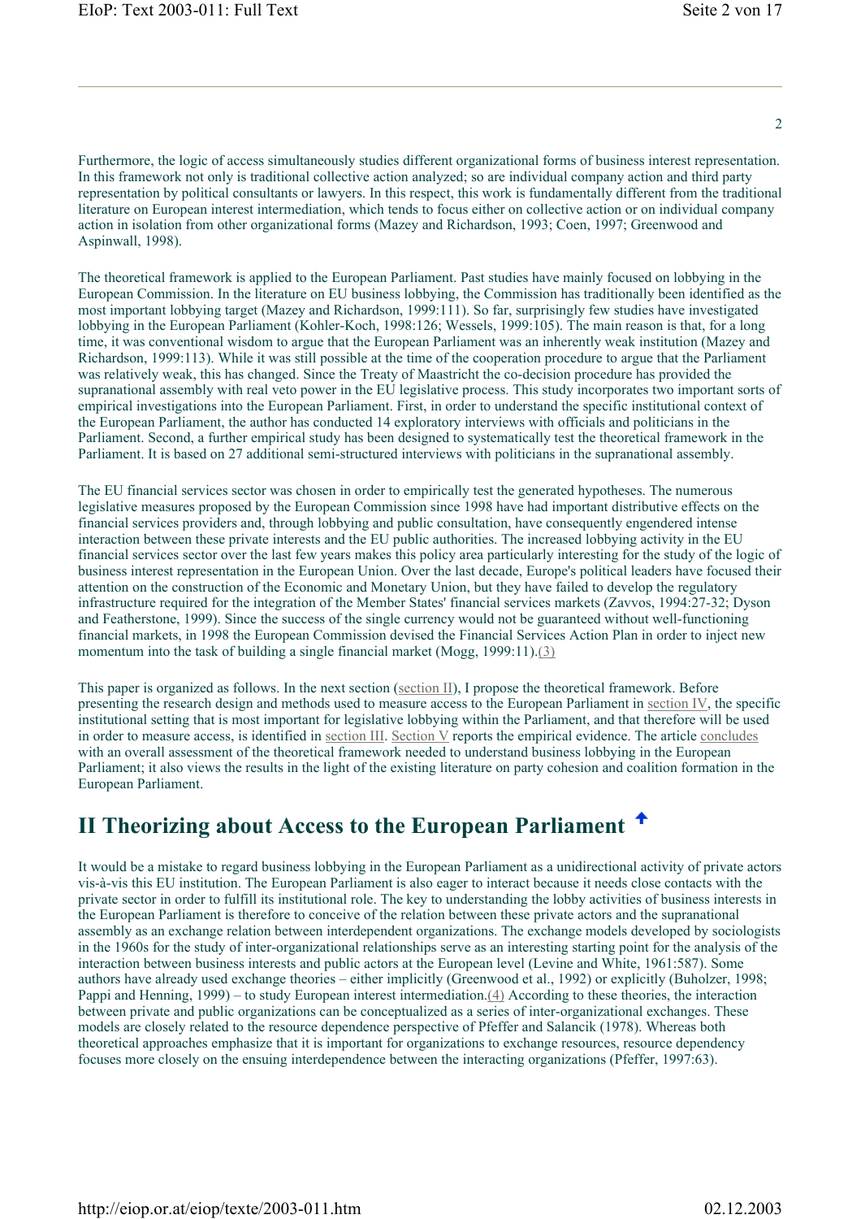Furthermore, the logic of access simultaneously studies different organizational forms of business interest representation. In this framework not only is traditional collective action analyzed; so are individual company action and third party representation by political consultants or lawyers. In this respect, this work is fundamentally different from the traditional literature on European interest intermediation, which tends to focus either on collective action or on individual company action in isolation from other organizational forms (Mazey and Richardson, 1993; Coen, 1997; Greenwood and Aspinwall, 1998).

The theoretical framework is applied to the European Parliament. Past studies have mainly focused on lobbying in the European Commission. In the literature on EU business lobbying, the Commission has traditionally been identified as the most important lobbying target (Mazey and Richardson, 1999:111). So far, surprisingly few studies have investigated lobbying in the European Parliament (Kohler-Koch, 1998:126; Wessels, 1999:105). The main reason is that, for a long time, it was conventional wisdom to argue that the European Parliament was an inherently weak institution (Mazey and Richardson, 1999:113). While it was still possible at the time of the cooperation procedure to argue that the Parliament was relatively weak, this has changed. Since the Treaty of Maastricht the co-decision procedure has provided the supranational assembly with real veto power in the EU legislative process. This study incorporates two important sorts of empirical investigations into the European Parliament. First, in order to understand the specific institutional context of the European Parliament, the author has conducted 14 exploratory interviews with officials and politicians in the Parliament. Second, a further empirical study has been designed to systematically test the theoretical framework in the Parliament. It is based on 27 additional semi-structured interviews with politicians in the supranational assembly.

The EU financial services sector was chosen in order to empirically test the generated hypotheses. The numerous legislative measures proposed by the European Commission since 1998 have had important distributive effects on the financial services providers and, through lobbying and public consultation, have consequently engendered intense interaction between these private interests and the EU public authorities. The increased lobbying activity in the EU financial services sector over the last few years makes this policy area particularly interesting for the study of the logic of business interest representation in the European Union. Over the last decade, Europe's political leaders have focused their attention on the construction of the Economic and Monetary Union, but they have failed to develop the regulatory infrastructure required for the integration of the Member States' financial services markets (Zavvos, 1994:27-32; Dyson and Featherstone, 1999). Since the success of the single currency would not be guaranteed without well-functioning financial markets, in 1998 the European Commission devised the Financial Services Action Plan in order to inject new momentum into the task of building a single financial market (Mogg, 1999:11).(3)

This paper is organized as follows. In the next section (section II), I propose the theoretical framework. Before presenting the research design and methods used to measure access to the European Parliament in section IV, the specific institutional setting that is most important for legislative lobbying within the Parliament, and that therefore will be used in order to measure access, is identified in section III. Section V reports the empirical evidence. The article concludes with an overall assessment of the theoretical framework needed to understand business lobbying in the European Parliament; it also views the results in the light of the existing literature on party cohesion and coalition formation in the European Parliament.

## II Theorizing about Access to the European Parliament

It would be a mistake to regard business lobbying in the European Parliament as a unidirectional activity of private actors vis-à-vis this EU institution. The European Parliament is also eager to interact because it needs close contacts with the private sector in order to fulfill its institutional role. The key to understanding the lobby activities of business interests in the European Parliament is therefore to conceive of the relation between these private actors and the supranational assembly as an exchange relation between interdependent organizations. The exchange models developed by sociologists in the 1960s for the study of inter-organizational relationships serve as an interesting starting point for the analysis of the interaction between business interests and public actors at the European level (Levine and White, 1961:587). Some authors have already used exchange theories – either implicitly (Greenwood et al., 1992) or explicitly (Buholzer, 1998; Pappi and Henning, 1999) – to study European interest intermediation.(4) According to these theories, the interaction between private and public organizations can be conceptualized as a series of inter-organizational exchanges. These models are closely related to the resource dependence perspective of Pfeffer and Salancik (1978). Whereas both theoretical approaches emphasize that it is important for organizations to exchange resources, resource dependency focuses more closely on the ensuing interdependence between the interacting organizations (Pfeffer, 1997:63).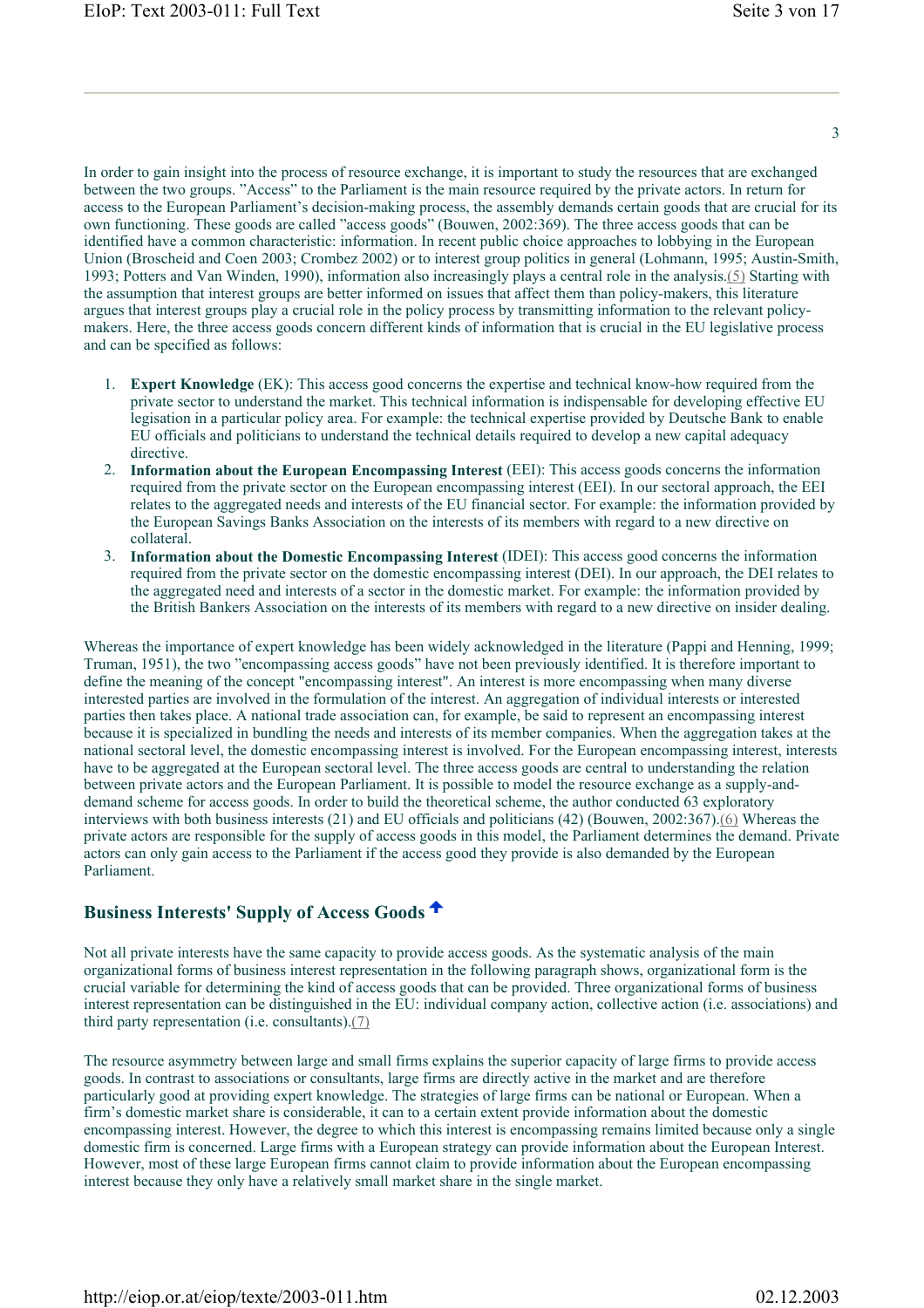In order to gain insight into the process of resource exchange, it is important to study the resources that are exchanged between the two groups. "Access" to the Parliament is the main resource required by the private actors. In return for access to the European Parliament's decision-making process, the assembly demands certain goods that are crucial for its own functioning. These goods are called "access goods" (Bouwen, 2002:369). The three access goods that can be identified have a common characteristic: information. In recent public choice approaches to lobbying in the European Union (Broscheid and Coen 2003; Crombez 2002) or to interest group politics in general (Lohmann, 1995; Austin-Smith, 1993; Potters and Van Winden, 1990), information also increasingly plays a central role in the analysis.(5) Starting with the assumption that interest groups are better informed on issues that affect them than policy-makers, this literature argues that interest groups play a crucial role in the policy process by transmitting information to the relevant policy-makers. Here, the three access goods concern different kinds of information that is crucial in the EU legislative process and can be specified as follows:

1. **Expert Knowledge** (EK): This access good concerns the expertise and technical know-how required from the private sector to understand the market. This technical information is indispensable for developing effective EU legislation in a particular policy area. For example: the technical expertise provided by Deutsche Bank to enable EU officials and politicians to understand the technical details required to develop a new capital adequacy directive.
2. **Information about the European Encompassing Interest** (EEI): This access goods concerns the information required from the private sector on the European encompassing interest (EEI). In our sectoral approach, the EEI relates to the aggregated needs and interests of the EU financial sector. For example: the information provided by the European Savings Banks Association on the interests of its members with regard to a new directive on collateral.
3. **Information about the Domestic Encompassing Interest** (IDEI): This access good concerns the information required from the private sector on the domestic encompassing interest (DEI). In our approach, the DEI relates to the aggregated need and interests of a sector in the domestic market. For example: the information provided by the British Bankers Association on the interests of its members with regard to a new directive on insider dealing.

Whereas the importance of expert knowledge has been widely acknowledged in the literature (Pappi and Henning, 1999; Truman, 1951), the two "encompassing access goods" have not been previously identified. It is therefore important to define the meaning of the concept "encompassing interest". An interest is more encompassing when many diverse interested parties are involved in the formulation of the interest. An aggregation of individual interests or interested parties then takes place. A national trade association can, for example, be said to represent an encompassing interest because it is specialized in bundling the needs and interests of its member companies. When the aggregation takes at the national sectoral level, the domestic encompassing interest is involved. For the European encompassing interest, interests have to be aggregated at the European sectoral level. The three access goods are central to understanding the relation between private actors and the European Parliament. It is possible to model the resource exchange as a supply-and-demand scheme for access goods. In order to build the theoretical scheme, the author conducted 63 exploratory interviews with both business interests (21) and EU officials and politicians (42) (Bouwen, 2002:367).(6) Whereas the private actors are responsible for the supply of access goods in this model, the Parliament determines the demand. Private actors can only gain access to the Parliament if the access good they provide is also demanded by the European Parliament.

## Business Interests' Supply of Access Goods

Not all private interests have the same capacity to provide access goods. As the systematic analysis of the main organizational forms of business interest representation in the following paragraph shows, organizational form is the crucial variable for determining the kind of access goods that can be provided. Three organizational forms of business interest representation can be distinguished in the EU: individual company action, collective action (i.e. associations) and third party representation (i.e. consultants).(7)

The resource asymmetry between large and small firms explains the superior capacity of large firms to provide access goods. In contrast to associations or consultants, large firms are directly active in the market and are therefore particularly good at providing expert knowledge. The strategies of large firms can be national or European. When a firm's domestic market share is considerable, it can to a certain extent provide information about the domestic encompassing interest. However, the degree to which this interest is encompassing remains limited because only a single domestic firm is concerned. Large firms with a European strategy can provide information about the European Interest. However, most of these large European firms cannot claim to provide information about the European encompassing interest because they only have a relatively small market share in the single market.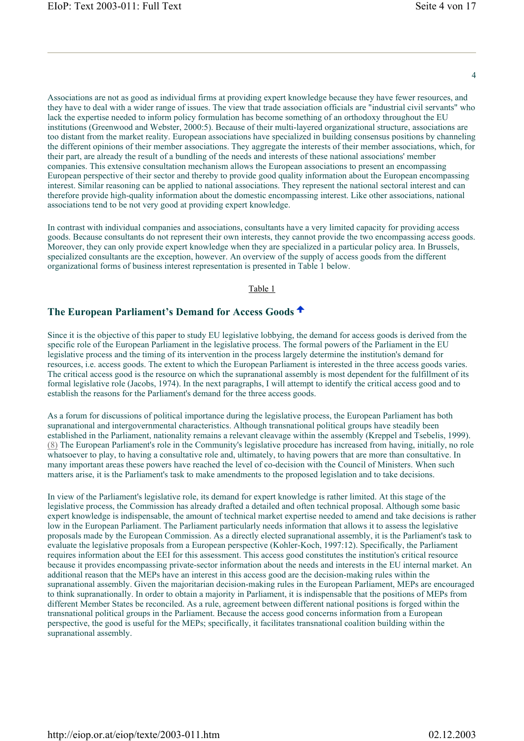Associations are not as good as individual firms at providing expert knowledge because they have fewer resources, and they have to deal with a wider range of issues. The view that trade association officials are "industrial civil servants" who lack the expertise needed to inform policy formulation has become something of an orthodoxy throughout the EU institutions (Greenwood and Webster, 2000:5). Because of their multi-layered organizational structure, associations are too distant from the market reality. European associations have specialized in building consensus positions by channeling the different opinions of their member associations. They aggregate the interests of their member associations, which, for their part, are already the result of a bundling of the needs and interests of these national associations' member companies. This extensive consultation mechanism allows the European associations to present an encompassing European perspective of their sector and thereby to provide good quality information about the European encompassing interest. Similar reasoning can be applied to national associations. They represent the national sectoral interest and can therefore provide high-quality information about the domestic encompassing interest. Like other associations, national associations tend to be not very good at providing expert knowledge.

In contrast with individual companies and associations, consultants have a very limited capacity for providing access goods. Because consultants do not represent their own interests, they cannot provide the two encompassing access goods. Moreover, they can only provide expert knowledge when they are specialized in a particular policy area. In Brussels, specialized consultants are the exception, however. An overview of the supply of access goods from the different organizational forms of business interest representation is presented in Table 1 below.

Table 1

## The European Parliament's Demand for Access Goods

Since it is the objective of this paper to study EU legislative lobbying, the demand for access goods is derived from the specific role of the European Parliament in the legislative process. The formal powers of the Parliament in the EU legislative process and the timing of its intervention in the process largely determine the institution's demand for resources, i.e. access goods. The extent to which the European Parliament is interested in the three access goods varies. The critical access good is the resource on which the supranational assembly is most dependent for the fulfillment of its formal legislative role (Jacobs, 1974). In the next paragraphs, I will attempt to identify the critical access good and to establish the reasons for the Parliament's demand for the three access goods.

As a forum for discussions of political importance during the legislative process, the European Parliament has both supranational and intergovernmental characteristics. Although transnational political groups have steadily been established in the Parliament, nationality remains a relevant cleavage within the assembly (Kreppel and Tsebelis, 1999). (8) The European Parliament's role in the Community's legislative procedure has increased from having, initially, no role whatsoever to play, to having a consultative role and, ultimately, to having powers that are more than consultative. In many important areas these powers have reached the level of co-decision with the Council of Ministers. When such matters arise, it is the Parliament's task to make amendments to the proposed legislation and to take decisions.

In view of the Parliament's legislative role, its demand for expert knowledge is rather limited. At this stage of the legislative process, the Commission has already drafted a detailed and often technical proposal. Although some basic expert knowledge is indispensable, the amount of technical market expertise needed to amend and take decisions is rather low in the European Parliament. The Parliament particularly needs information that allows it to assess the legislative proposals made by the European Commission. As a directly elected supranational assembly, it is the Parliament's task to evaluate the legislative proposals from a European perspective (Kohler-Koch, 1997:12). Specifically, the Parliament requires information about the EEI for this assessment. This access good constitutes the institution's critical resource because it provides encompassing private-sector information about the needs and interests in the EU internal market. An additional reason that the MEPs have an interest in this access good are the decision-making rules within the supranational assembly. Given the majoritarian decision-making rules in the European Parliament, MEPs are encouraged to think supranationally. In order to obtain a majority in Parliament, it is indispensable that the positions of MEPs from different Member States be reconciled. As a rule, agreement between different national positions is forged within the transnational political groups in the Parliament. Because the access good concerns information from a European perspective, the good is useful for the MEPs; specifically, it facilitates transnational coalition building within the supranational assembly.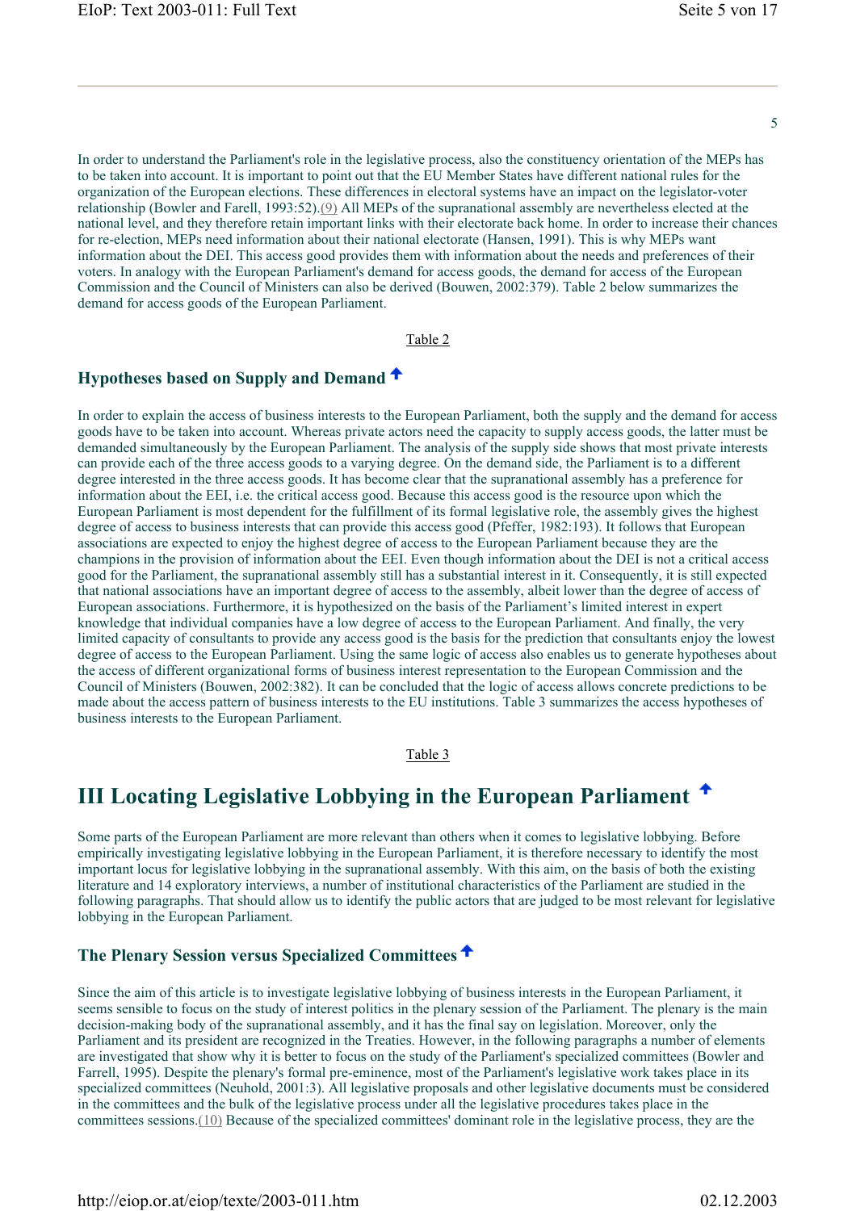In order to understand the Parliament's role in the legislative process, also the constituency orientation of the MEPs has to be taken into account. It is important to point out that the EU Member States have different national rules for the organization of the European elections. These differences in electoral systems have an impact on the legislator-voter relationship (Bowler and Farell, 1993:52).(9) All MEPs of the supranational assembly are nevertheless elected at the national level, and they therefore retain important links with their electorate back home. In order to increase their chances for re-election, MEPs need information about their national electorate (Hansen, 1991). This is why MEPs want information about the DEI. This access good provides them with information about the needs and preferences of their voters. In analogy with the European Parliament's demand for access goods, the demand for access of the European Commission and the Council of Ministers can also be derived (Bouwen, 2002:379). Table 2 below summarizes the demand for access goods of the European Parliament.

Table 2

## Hypotheses based on Supply and Demand

In order to explain the access of business interests to the European Parliament, both the supply and the demand for access goods have to be taken into account. Whereas private actors need the capacity to supply access goods, the latter must be demanded simultaneously by the European Parliament. The analysis of the supply side shows that most private interests can provide each of the three access goods to a varying degree. On the demand side, the Parliament is to a different degree interested in the three access goods. It has become clear that the supranational assembly has a preference for information about the EEI, i.e. the critical access good. Because this access good is the resource upon which the European Parliament is most dependent for the fulfillment of its formal legislative role, the assembly gives the highest degree of access to business interests that can provide this access good (Pfeffer, 1982:193). It follows that European associations are expected to enjoy the highest degree of access to the European Parliament because they are the champions in the provision of information about the EEI. Even though information about the DEI is not a critical access good for the Parliament, the supranational assembly still has a substantial interest in it. Consequently, it is still expected that national associations have an important degree of access to the assembly, albeit lower than the degree of access of European associations. Furthermore, it is hypothesized on the basis of the Parliament's limited interest in expert knowledge that individual companies have a low degree of access to the European Parliament. And finally, the very limited capacity of consultants to provide any access good is the basis for the prediction that consultants enjoy the lowest degree of access to the European Parliament. Using the same logic of access also enables us to generate hypotheses about the access of different organizational forms of business interest representation to the European Commission and the Council of Ministers (Bouwen, 2002:382). It can be concluded that the logic of access allows concrete predictions to be made about the access pattern of business interests to the EU institutions. Table 3 summarizes the access hypotheses of business interests to the European Parliament.

Table 3

# III Locating Legislative Lobbying in the European Parliament

Some parts of the European Parliament are more relevant than others when it comes to legislative lobbying. Before empirically investigating legislative lobbying in the European Parliament, it is therefore necessary to identify the most important locus for legislative lobbying in the supranational assembly. With this aim, on the basis of both the existing literature and 14 exploratory interviews, a number of institutional characteristics of the Parliament are studied in the following paragraphs. That should allow us to identify the public actors that are judged to be most relevant for legislative lobbying in the European Parliament.

## The Plenary Session versus Specialized Committees

Since the aim of this article is to investigate legislative lobbying of business interests in the European Parliament, it seems sensible to focus on the study of interest politics in the plenary session of the Parliament. The plenary is the main decision-making body of the supranational assembly, and it has the final say on legislation. Moreover, only the Parliament and its president are recognized in the Treaties. However, in the following paragraphs a number of elements are investigated that show why it is better to focus on the study of the Parliament's specialized committees (Bowler and Farrell, 1995). Despite the plenary's formal pre-eminence, most of the Parliament's legislative work takes place in its specialized committees (Neuhold, 2001:3). All legislative proposals and other legislative documents must be considered in the committees and the bulk of the legislative process under all the legislative procedures takes place in the committees sessions.(10) Because of the specialized committees' dominant role in the legislative process, they are the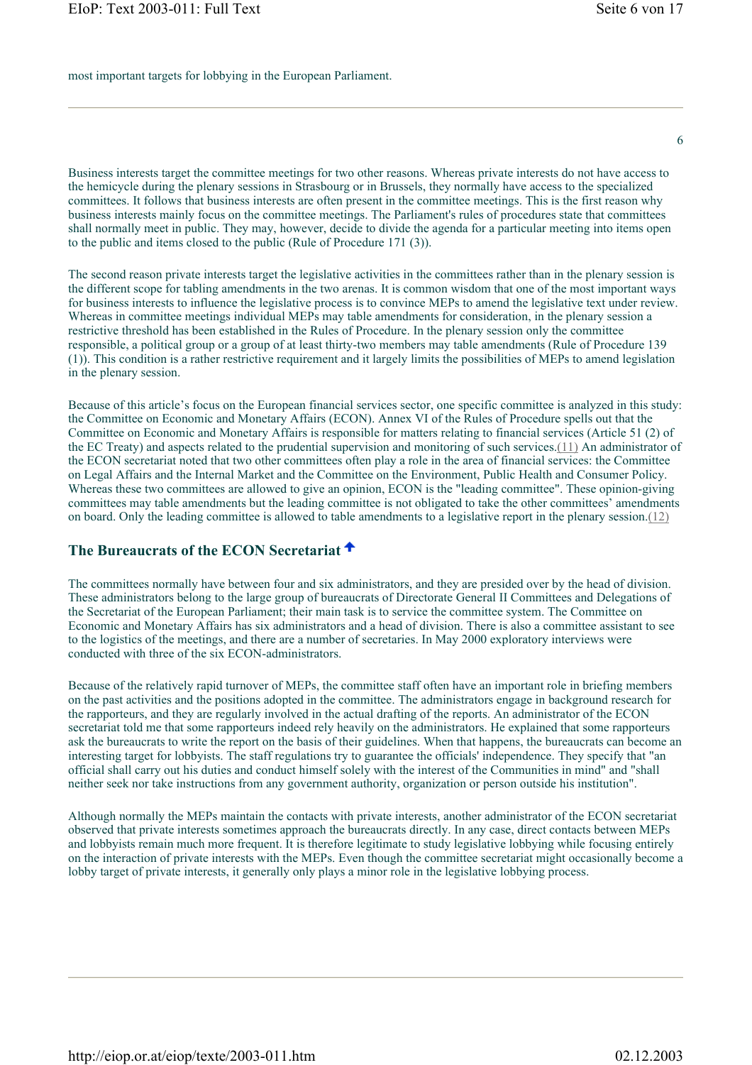most important targets for lobbying in the European Parliament.

Business interests target the committee meetings for two other reasons. Whereas private interests do not have access to the hemicycle during the plenary sessions in Strasbourg or in Brussels, they normally have access to the specialized committees. It follows that business interests are often present in the committee meetings. This is the first reason why business interests mainly focus on the committee meetings. The Parliament's rules of procedures state that committees shall normally meet in public. They may, however, decide to divide the agenda for a particular meeting into items open to the public and items closed to the public (Rule of Procedure 171 (3)).

The second reason private interests target the legislative activities in the committees rather than in the plenary session is the different scope for tabling amendments in the two arenas. It is common wisdom that one of the most important ways for business interests to influence the legislative process is to convince MEPs to amend the legislative text under review. Whereas in committee meetings individual MEPs may table amendments for consideration, in the plenary session a restrictive threshold has been established in the Rules of Procedure. In the plenary session only the committee responsible, a political group or a group of at least thirty-two members may table amendments (Rule of Procedure 139 (1)). This condition is a rather restrictive requirement and it largely limits the possibilities of MEPs to amend legislation in the plenary session.

Because of this article's focus on the European financial services sector, one specific committee is analyzed in this study: the Committee on Economic and Monetary Affairs (ECON). Annex VI of the Rules of Procedure spells out that the Committee on Economic and Monetary Affairs is responsible for matters relating to financial services (Article 51 (2) of the EC Treaty) and aspects related to the prudential supervision and monitoring of such services.(11) An administrator of the ECON secretariat noted that two other committees often play a role in the area of financial services: the Committee on Legal Affairs and the Internal Market and the Committee on the Environment, Public Health and Consumer Policy. Whereas these two committees are allowed to give an opinion, ECON is the "leading committee". These opinion-giving committees may table amendments but the leading committee is not obligated to take the other committees' amendments on board. Only the leading committee is allowed to table amendments to a legislative report in the plenary session.(12)

## The Bureaucrats of the ECON Secretariat

The committees normally have between four and six administrators, and they are presided over by the head of division. These administrators belong to the large group of bureaucrats of Directorate General II Committees and Delegations of the Secretariat of the European Parliament; their main task is to service the committee system. The Committee on Economic and Monetary Affairs has six administrators and a head of division. There is also a committee assistant to see to the logistics of the meetings, and there are a number of secretaries. In May 2000 exploratory interviews were conducted with three of the six ECON-administrators.

Because of the relatively rapid turnover of MEPs, the committee staff often have an important role in briefing members on the past activities and the positions adopted in the committee. The administrators engage in background research for the rapporteurs, and they are regularly involved in the actual drafting of the reports. An administrator of the ECON secretariat told me that some rapporteurs indeed rely heavily on the administrators. He explained that some rapporteurs ask the bureaucrats to write the report on the basis of their guidelines. When that happens, the bureaucrats can become an interesting target for lobbyists. The staff regulations try to guarantee the officials' independence. They specify that "an official shall carry out his duties and conduct himself solely with the interest of the Communities in mind" and "shall neither seek nor take instructions from any government authority, organization or person outside his institution".

Although normally the MEPs maintain the contacts with private interests, another administrator of the ECON secretariat observed that private interests sometimes approach the bureaucrats directly. In any case, direct contacts between MEPs and lobbyists remain much more frequent. It is therefore legitimate to study legislative lobbying while focusing entirely on the interaction of private interests with the MEPs. Even though the committee secretariat might occasionally become a lobby target of private interests, it generally only plays a minor role in the legislative lobbying process.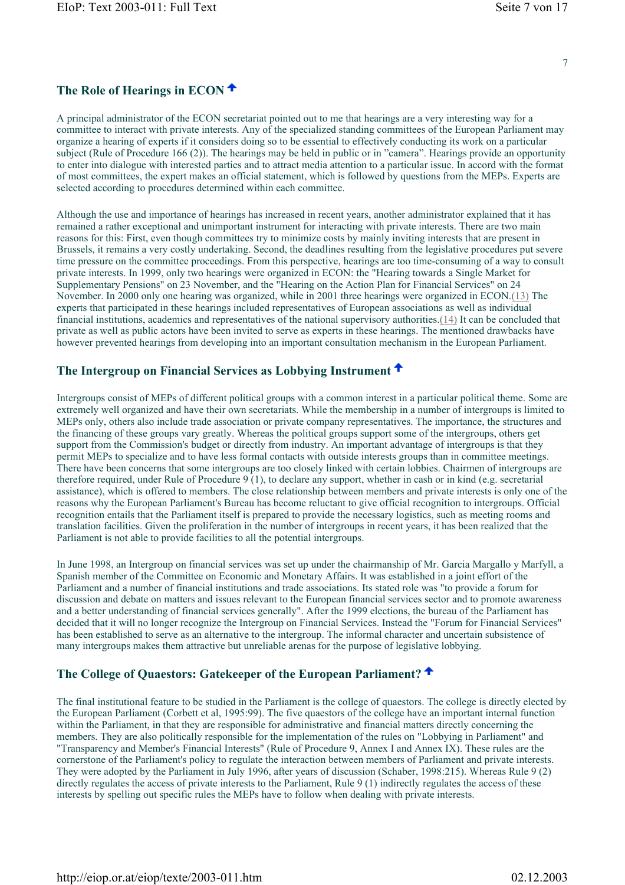## The Role of Hearings in ECON

A principal administrator of the ECON secretariat pointed out to me that hearings are a very interesting way for a committee to interact with private interests. Any of the specialized standing committees of the European Parliament may organize a hearing of experts if it considers doing so to be essential to effectively conducting its work on a particular subject (Rule of Procedure 166 (2)). The hearings may be held in public or in "camera". Hearings provide an opportunity to enter into dialogue with interested parties and to attract media attention to a particular issue. In accord with the format of most committees, the expert makes an official statement, which is followed by questions from the MEPs. Experts are selected according to procedures determined within each committee.

Although the use and importance of hearings has increased in recent years, another administrator explained that it has remained a rather exceptional and unimportant instrument for interacting with private interests. There are two main reasons for this: First, even though committees try to minimize costs by mainly inviting interests that are present in Brussels, it remains a very costly undertaking. Second, the deadlines resulting from the legislative procedures put severe time pressure on the committee proceedings. From this perspective, hearings are too time-consuming of a way to consult private interests. In 1999, only two hearings were organized in ECON: the "Hearing towards a Single Market for Supplementary Pensions" on 23 November, and the "Hearing on the Action Plan for Financial Services" on 24 November. In 2000 only one hearing was organized, while in 2001 three hearings were organized in ECON.(13) The experts that participated in these hearings included representatives of European associations as well as individual financial institutions, academics and representatives of the national supervisory authorities.(14) It can be concluded that private as well as public actors have been invited to serve as experts in these hearings. The mentioned drawbacks have however prevented hearings from developing into an important consultation mechanism in the European Parliament.

## The Intergroup on Financial Services as Lobbying Instrument

Intergroups consist of MEPs of different political groups with a common interest in a particular political theme. Some are extremely well organized and have their own secretariats. While the membership in a number of intergroups is limited to MEPs only, others also include trade association or private company representatives. The importance, the structures and the financing of these groups vary greatly. Whereas the political groups support some of the intergroups, others get support from the Commission's budget or directly from industry. An important advantage of intergroups is that they permit MEPs to specialize and to have less formal contacts with outside interests groups than in committee meetings. There have been concerns that some intergroups are too closely linked with certain lobbies. Chairmen of intergroups are therefore required, under Rule of Procedure 9 (1), to declare any support, whether in cash or in kind (e.g. secretarial assistance), which is offered to members. The close relationship between members and private interests is only one of the reasons why the European Parliament's Bureau has become reluctant to give official recognition to intergroups. Official recognition entails that the Parliament itself is prepared to provide the necessary logistics, such as meeting rooms and translation facilities. Given the proliferation in the number of intergroups in recent years, it has been realized that the Parliament is not able to provide facilities to all the potential intergroups.

In June 1998, an Intergroup on financial services was set up under the chairmanship of Mr. Garcia Margallo y Marfyll, a Spanish member of the Committee on Economic and Monetary Affairs. It was established in a joint effort of the Parliament and a number of financial institutions and trade associations. Its stated role was "to provide a forum for discussion and debate on matters and issues relevant to the European financial services sector and to promote awareness and a better understanding of financial services generally". After the 1999 elections, the bureau of the Parliament has decided that it will no longer recognize the Intergroup on Financial Services. Instead the "Forum for Financial Services" has been established to serve as an alternative to the intergroup. The informal character and uncertain subsistence of many intergroups makes them attractive but unreliable arenas for the purpose of legislative lobbying.

## The College of Quaestors: Gatekeeper of the European Parliament?

The final institutional feature to be studied in the Parliament is the college of quaestors. The college is directly elected by the European Parliament (Corbett et al, 1995:99). The five quaestors of the college have an important internal function within the Parliament, in that they are responsible for administrative and financial matters directly concerning the members. They are also politically responsible for the implementation of the rules on "Lobbying in Parliament" and "Transparency and Member's Financial Interests" (Rule of Procedure 9, Annex I and Annex IX). These rules are the cornerstone of the Parliament's policy to regulate the interaction between members of Parliament and private interests. They were adopted by the Parliament in July 1996, after years of discussion (Schaber, 1998:215). Whereas Rule 9 (2) directly regulates the access of private interests to the Parliament, Rule 9 (1) indirectly regulates the access of these interests by spelling out specific rules the MEPs have to follow when dealing with private interests.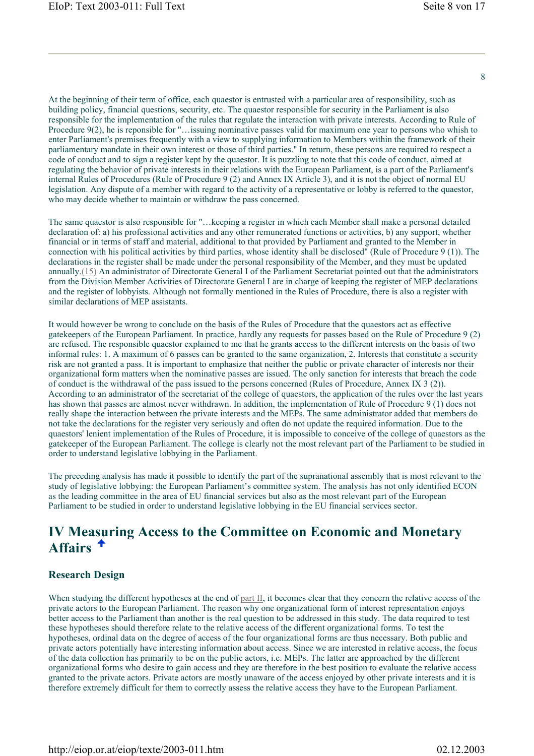At the beginning of their term of office, each quaestor is entrusted with a particular area of responsibility, such as building policy, financial questions, security, etc. The quaestor responsible for security in the Parliament is also responsible for the implementation of the rules that regulate the interaction with private interests. According to Rule of Procedure 9(2), he is reponsible for "…issuing nominative passes valid for maximum one year to persons who which to enter Parliament's premises frequently with a view to supplying information to Members within the framework of their parliamentary mandate in their own interest or those of third parties." In return, these persons are required to respect a code of conduct and to sign a register kept by the quaestor. It is puzzling to note that this code of conduct, aimed at regulating the behavior of private interests in their relations with the European Parliament, is a part of the Parliament's internal Rules of Procedures (Rule of Procedure 9 (2) and Annex IX Article 3), and it is not the object of normal EU legislation. Any dispute of a member with regard to the activity of a representative or lobby is referred to the quaestor, who may decide whether to maintain or withdraw the pass concerned.

The same quaestor is also responsible for "…keeping a register in which each Member shall make a personal detailed declaration of: a) his professional activities and any other remunerated functions or activities, b) any support, whether financial or in terms of staff and material, additional to that provided by Parliament and granted to the Member in connection with his political activities by third parties, whose identity shall be disclosed" (Rule of Procedure 9 (1)). The declarations in the register shall be made under the personal responsibility of the Member, and they must be updated annually.(15) An administrator of Directorate General I of the Parliament Secretariat pointed out that the administrators from the Division Member Activities of Directorate General I are in charge of keeping the register of MEP declarations and the register of lobbyists. Although not formally mentioned in the Rules of Procedure, there is also a register with similar declarations of MEP assistants.

It would however be wrong to conclude on the basis of the Rules of Procedure that the quaestors act as effective gatekeepers of the European Parliament. In practice, hardly any requests for passes based on the Rule of Procedure 9 (2) are refused. The responsible quaestor explained to me that he grants access to the different interests on the basis of two informal rules: 1. A maximum of 6 passes can be granted to the same organization, 2. Interests that constitute a security risk are not granted a pass. It is important to emphasize that neither the public or private character of interests nor their organizational form matters when the nominative passes are issued. The only sanction for interests that breach the code of conduct is the withdrawal of the pass issued to the persons concerned (Rules of Procedure, Annex IX 3 (2)). According to an administrator of the secretariat of the college of quaestors, the application of the rules over the last years has shown that passes are almost never withdrawn. In addition, the implementation of Rule of Procedure 9 (1) does not really shape the interaction between the private interests and the MEPs. The same administrator added that members do not take the declarations for the register very seriously and often do not update the required information. Due to the quaestors' lenient implementation of the Rules of Procedure, it is impossible to conceive of the college of quaestors as the gatekeeper of the European Parliament. The college is clearly not the most relevant part of the Parliament to be studied in order to understand legislative lobbying in the Parliament.

The preceding analysis has made it possible to identify the part of the supranational assembly that is most relevant to the study of legislative lobbying: the European Parliament's committee system. The analysis has not only identified ECON as the leading committee in the area of EU financial services but also as the most relevant part of the European Parliament to be studied in order to understand legislative lobbying in the EU financial services sector.

## IV Measuring Access to the Committee on Economic and Monetary Affairs

### Research Design

When studying the different hypotheses at the end of part II, it becomes clear that they concern the relative access of the private actors to the European Parliament. The reason why one organizational form of interest representation enjoys better access to the Parliament than another is the real question to be addressed in this study. The data required to test these hypotheses should therefore relate to the relative access of the different organizational forms. To test the hypotheses, ordinal data on the degree of access of the four organizational forms are thus necessary. Both public and private actors potentially have interesting information about access. Since we are interested in relative access, the focus of the data collection has primarily to be on the public actors, i.e. MEPs. The latter are approached by the different organizational forms who desire to gain access and they are therefore in the best position to evaluate the relative access granted to the private actors. Private actors are mostly unaware of the access enjoyed by other private interests and it is therefore extremely difficult for them to correctly assess the relative access they have to the European Parliament.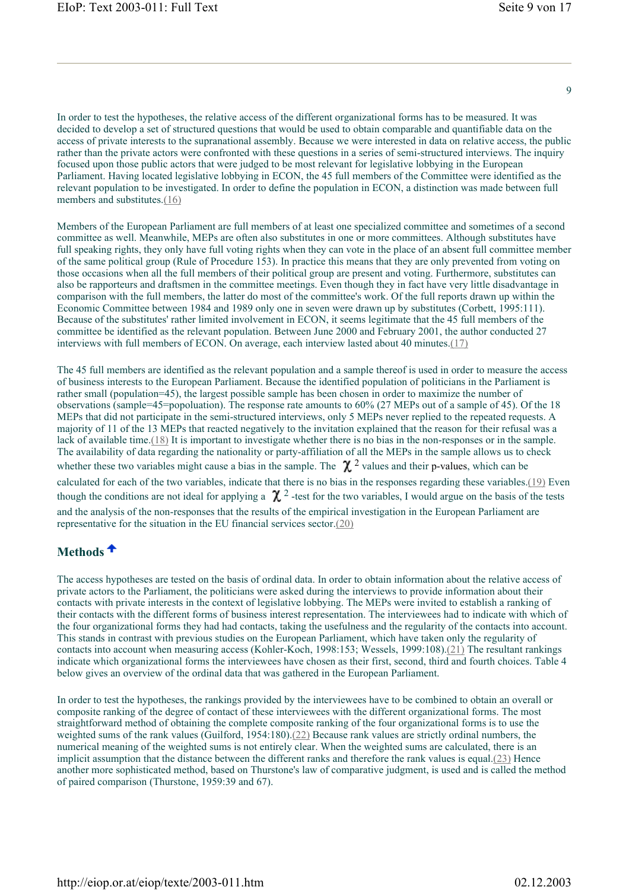In order to test the hypotheses, the relative access of the different organizational forms has to be measured. It was decided to develop a set of structured questions that would be used to obtain comparable and quantifiable data on the access of private interests to the supranational assembly. Because we were interested in data on relative access, the public rather than the private actors were confronted with these questions in a series of semi-structured interviews. The inquiry focused upon those public actors that were judged to be most relevant for legislative lobbying in the European Parliament. Having located legislative lobbying in ECON, the 45 full members of the Committee were identified as the relevant population to be investigated. In order to define the population in ECON, a distinction was made between full members and substitutes.(16)

Members of the European Parliament are full members of at least one specialized committee and sometimes of a second committee as well. Meanwhile, MEPs are often also substitutes in one or more committees. Although substitutes have full speaking rights, they only have full voting rights when they can vote in the place of an absent full committee member of the same political group (Rule of Procedure 153). In practice this means that they are only prevented from voting on those occasions when all the full members of their political group are present and voting. Furthermore, substitutes can also be rapporteurs and draftsmen in the committee meetings. Even though they in fact have very little disadvantage in comparison with the full members, the latter do most of the committee's work. Of the full reports drawn up within the Economic Committee between 1984 and 1989 only one in seven were drawn up by substitutes (Corbett, 1995:111). Because of the substitutes' rather limited involvement in ECON, it seems legitimate that the 45 full members of the committee be identified as the relevant population. Between June 2000 and February 2001, the author conducted 27 interviews with full members of ECON. On average, each interview lasted about 40 minutes.(17)

The 45 full members are identified as the relevant population and a sample thereof is used in order to measure the access of business interests to the European Parliament. Because the identified population of politicians in the Parliament is rather small (population=45), the largest possible sample has been chosen in order to maximize the number of observations (sample=45=popoluation). The response rate amounts to 60% (27 MEPs out of a sample of 45). Of the 18 MEPs that did not participate in the semi-structured interviews, only 5 MEPs never replied to the repeated requests. A majority of 11 of the 13 MEPs that reacted negatively to the invitation explained that the reason for their refusal was a lack of available time.(18) It is important to investigate whether there is no bias in the non-responses or in the sample. The availability of data regarding the nationality or party-affiliation of all the MEPs in the sample allows us to check whether these two variables might cause a bias in the sample. The $\chi^2$ values and their p-values, which can be calculated for each of the two variables, indicate that there is no bias in the responses regarding these variables.(19) Even though the conditions are not ideal for applying a $\chi^2$-test for the two variables, I would argue on the basis of the tests and the analysis of the non-responses that the results of the empirical investigation in the European Parliament are representative for the situation in the EU financial services sector.(20)

## Methods

The access hypotheses are tested on the basis of ordinal data. In order to obtain information about the relative access of private actors to the Parliament, the politicians were asked during the interviews to provide information about their contacts with private interests in the context of legislative lobbying. The MEPs were invited to establish a ranking of their contacts with the different forms of business interest representation. The interviewees had to indicate with which of the four organizational forms they had had contacts, taking the usefulness and the regularity of the contacts into account. This stands in contrast with previous studies on the European Parliament, which have taken only the regularity of contacts into account when measuring access (Kohler-Koch, 1998:153; Wessels, 1999:108).(21) The resultant rankings indicate which organizational forms the interviewees have chosen as their first, second, third and fourth choices. Table 4 below gives an overview of the ordinal data that was gathered in the European Parliament.

In order to test the hypotheses, the rankings provided by the interviewees have to be combined to obtain an overall or composite ranking of the degree of contact of these interviewees with the different organizational forms. The most straightforward method of obtaining the complete composite ranking of the four organizational forms is to use the weighted sums of the rank values (Guilford, 1954:180).(22) Because rank values are strictly ordinal numbers, the numerical meaning of the weighted sums is not entirely clear. When the weighted sums are calculated, there is an implicit assumption that the distance between the different ranks and therefore the rank values is equal.(23) Hence another more sophisticated method, based on Thurstone's law of comparative judgment, is used and is called the method of paired comparison (Thurstone, 1959:39 and 67).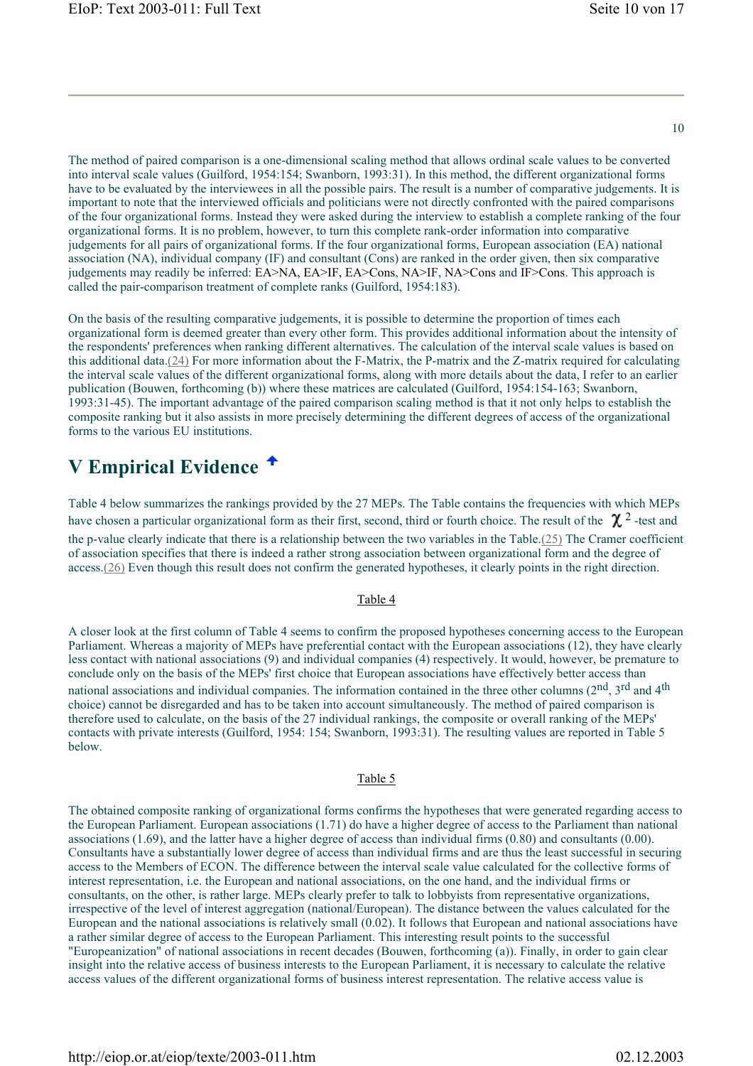The method of paired comparison is a one-dimensional scaling method that allows ordinal scale values to be converted into interval scale values (Guilford, 1954:154; Swanborn, 1993:31). In this method, the different organizational forms have to be evaluated by the interviewees in all the possible pairs. The result is a number of comparative judgements. It is important to note that the interviewed officials and politicians were not directly confronted with the paired comparisons of the four organizational forms. Instead they were asked during the interview to establish a complete ranking of the four organizational forms. It is no problem, however, to turn this complete rank-order information into comparative judgements for all pairs of organizational forms. If the four organizational forms, European association (EA) national association (NA), individual company (IF) and consultant (Cons) are ranked in the order given, then six comparative judgements may readily be inferred: EA>NA, EA>IF, EA>Cons, NA>IF, NA>Cons and IF>Cons. This approach is called the pair-comparison treatment of complete ranks (Guilford, 1954:183).

On the basis of the resulting comparative judgements, it is possible to determine the proportion of times each organizational form is deemed greater than every other form. This provides additional information about the intensity of the respondents' preferences when ranking different alternatives. The calculation of the interval scale values is based on this additional data.(24) For more information about the F-Matrix, the P-matrix and the Z-matrix required for calculating the interval scale values of the different organizational forms, along with more details about the data, I refer to an earlier publication (Bouwen, forthcoming (b)) where these matrices are calculated (Guilford, 1954:154-163; Swanborn, 1993:31-45). The important advantage of the paired comparison scaling method is that it not only helps to establish the composite ranking but it also assists in more precisely determining the different degrees of access of the organizational forms to the various EU institutions.

## V Empirical Evidence

Table 4 below summarizes the rankings provided by the 27 MEPs. The Table contains the frequencies with which MEPs have chosen a particular organizational form as their first, second, third or fourth choice. The result of the $\chi^2$ -test and the p-value clearly indicate that there is a relationship between the two variables in the Table.(25) The Cramer coefficient of association specifies that there is indeed a rather strong association between organizational form and the degree of access.(26) Even though this result does not confirm the generated hypotheses, it clearly points in the right direction.

Table 4

A closer look at the first column of Table 4 seems to confirm the proposed hypotheses concerning access to the European Parliament. Whereas a majority of MEPs have preferential contact with the European associations (12), they have clearly less contact with national associations (9) and individual companies (4) respectively. It would, however, be premature to conclude only on the basis of the MEPs' first choice that European associations have effectively better access than national associations and individual companies. The information contained in the three other columns (2nd, 3rd and 4th choice) cannot be disregarded and has to be taken into account simultaneously. The method of paired comparison is therefore used to calculate, on the basis of the 27 individual rankings, the composite or overall ranking of the MEPs' contacts with private interests (Guilford, 1954: 154; Swanborn, 1993:31). The resulting values are reported in Table 5 below.

Table 5

The obtained composite ranking of organizational forms confirms the hypotheses that were generated regarding access to the European Parliament. European associations (1.71) do have a higher degree of access to the Parliament than national associations (1.69), and the latter have a higher degree of access than individual firms (0.80) and consultants (0.00). Consultants have a substantially lower degree of access than individual firms and are thus the least successful in securing access to the Members of ECON. The difference between the interval scale value calculated for the collective forms of interest representation, i.e. the European and national associations, on the one hand, and the individual firms or consultants, on the other, is rather large. MEPs clearly prefer to talk to lobbyists from representative organizations, irrespective of the level of interest aggregation (national/European). The distance between the values calculated for the European and the national associations is relatively small (0.02). It follows that European and national associations have a rather similar degree of access to the European Parliament. This interesting result points to the successful "Europeanization" of national associations in recent decades (Bouwen, forthcoming (a)). Finally, in order to gain clear insight into the relative access of business interests to the European Parliament, it is necessary to calculate the relative access values of the different organizational forms of business interest representation. The relative access value is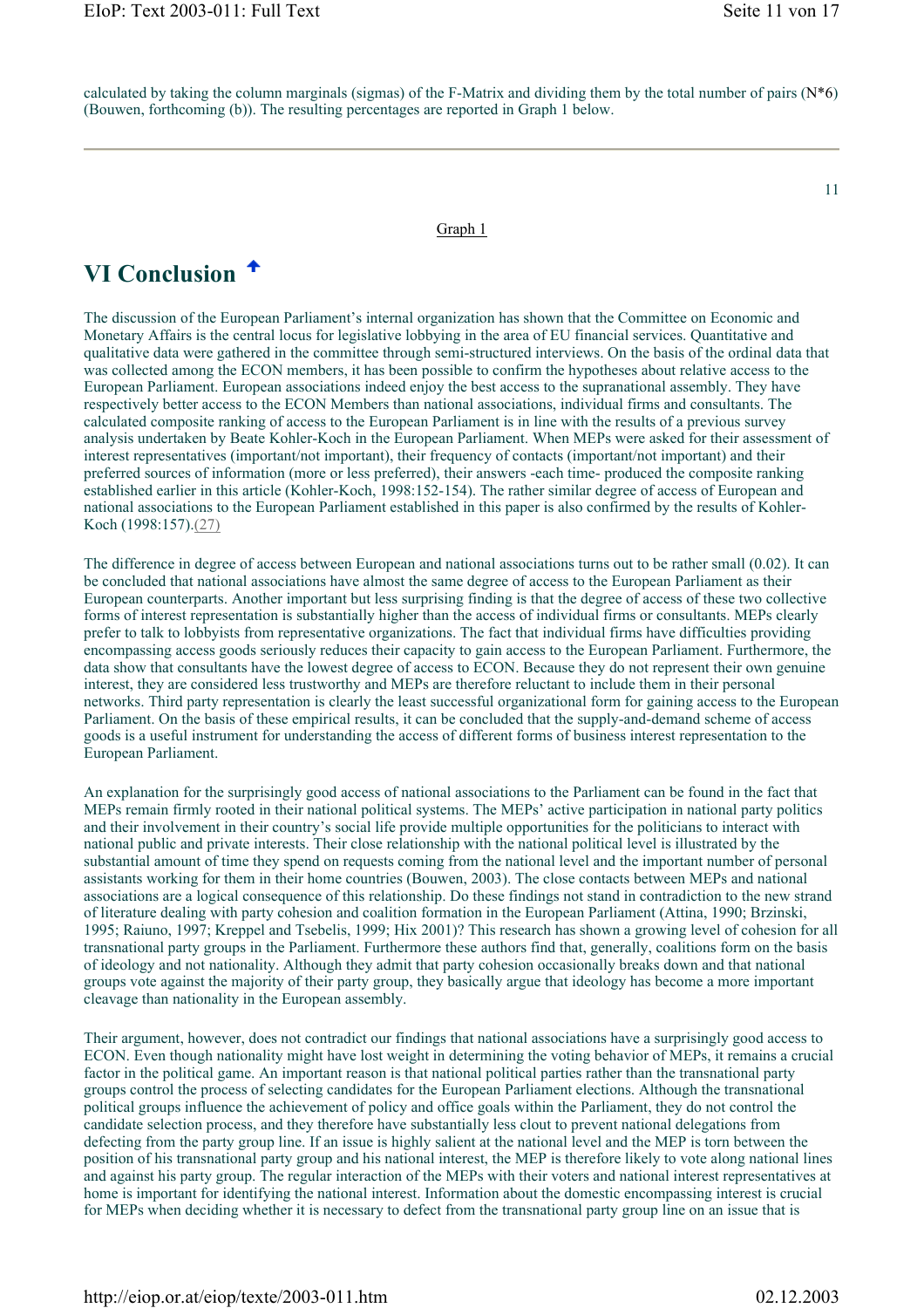calculated by taking the column marginals (sigmas) of the F-Matrix and dividing them by the total number of pairs (N*6) (Bouwen, forthcoming (b)). The resulting percentages are reported in Graph 1 below.

Graph 1

## VI Conclusion

The discussion of the European Parliament's internal organization has shown that the Committee on Economic and Monetary Affairs is the central locus for legislative lobbying in the area of EU financial services. Quantitative and qualitative data were gathered in the committee through semi-structured interviews. On the basis of the ordinal data that was collected among the ECON members, it has been possible to confirm the hypotheses about relative access to the European Parliament. European associations indeed enjoy the best access to the supranational assembly. They have respectively better access to the ECON Members than national associations, individual firms and consultants. The calculated composite ranking of access to the European Parliament is in line with the results of a previous survey analysis undertaken by Beate Kohler-Koch in the European Parliament. When MEPs were asked for their assessment of interest representatives (important/not important), their frequency of contacts (important/not important) and their preferred sources of information (more or less preferred), their answers -each time- produced the composite ranking established earlier in this article (Kohler-Koch, 1998:152-154). The rather similar degree of access of European and national associations to the European Parliament established in this paper is also confirmed by the results of Kohler-Koch (1998:157).(27)

The difference in degree of access between European and national associations turns out to be rather small (0.02). It can be concluded that national associations have almost the same degree of access to the European Parliament as their European counterparts. Another important but less surprising finding is that the degree of access of these two collective forms of interest representation is substantially higher than the access of individual firms or consultants. MEPs clearly prefer to talk to lobbyists from representative organizations. The fact that individual firms have difficulties providing encompassing access goods seriously reduces their capacity to gain access to the European Parliament. Furthermore, the data show that consultants have the lowest degree of access to ECON. Because they do not represent their own genuine interest, they are considered less trustworthy and MEPs are therefore reluctant to include them in their personal networks. Third party representation is clearly the least successful organizational form for gaining access to the European Parliament. On the basis of these empirical results, it can be concluded that the supply-and-demand scheme of access goods is a useful instrument for understanding the access of different forms of business interest representation to the European Parliament.

An explanation for the surprisingly good access of national associations to the Parliament can be found in the fact that MEPs remain firmly rooted in their national political systems. The MEPs' active participation in national party politics and their involvement in their country's social life provide multiple opportunities for the politicians to interact with national public and private interests. Their close relationship with the national political level is illustrated by the substantial amount of time they spend on requests coming from the national level and the important number of personal assistants working for them in their home countries (Bouwen, 2003). The close contacts between MEPs and national associations are a logical consequence of this relationship. Do these findings not stand in contradiction to the new strand of literature dealing with party cohesion and coalition formation in the European Parliament (Attina, 1990; Brzinski, 1995; Raiuno, 1997; Kreppel and Tsebelis, 1999; Hix 2001)? This research has shown a growing level of cohesion for all transnational party groups in the Parliament. Furthermore these authors find that, generally, coalitions form on the basis of ideology and not nationality. Although they admit that party cohesion occasionally breaks down and that national groups vote against the majority of their party group, they basically argue that ideology has become a more important cleavage than nationality in the European assembly.

Their argument, however, does not contradict our findings that national associations have a surprisingly good access to ECON. Even though nationality might have lost weight in determining the voting behavior of MEPs, it remains a crucial factor in the political game. An important reason is that national political parties rather than the transnational party groups control the process of selecting candidates for the European Parliament elections. Although the transnational political groups influence the achievement of policy and office goals within the Parliament, they do not control the candidate selection process, and they therefore have substantially less clout to prevent national delegations from defecting from the party group line. If an issue is highly salient at the national level and the MEP is torn between the position of his transnational party group and his national interest, the MEP is therefore likely to vote along national lines and against his party group. The regular interaction of the MEPs with their voters and national interest representatives at home is important for identifying the national interest. Information about the domestic encompassing interest is crucial for MEPs when deciding whether it is necessary to defect from the transnational party group line on an issue that is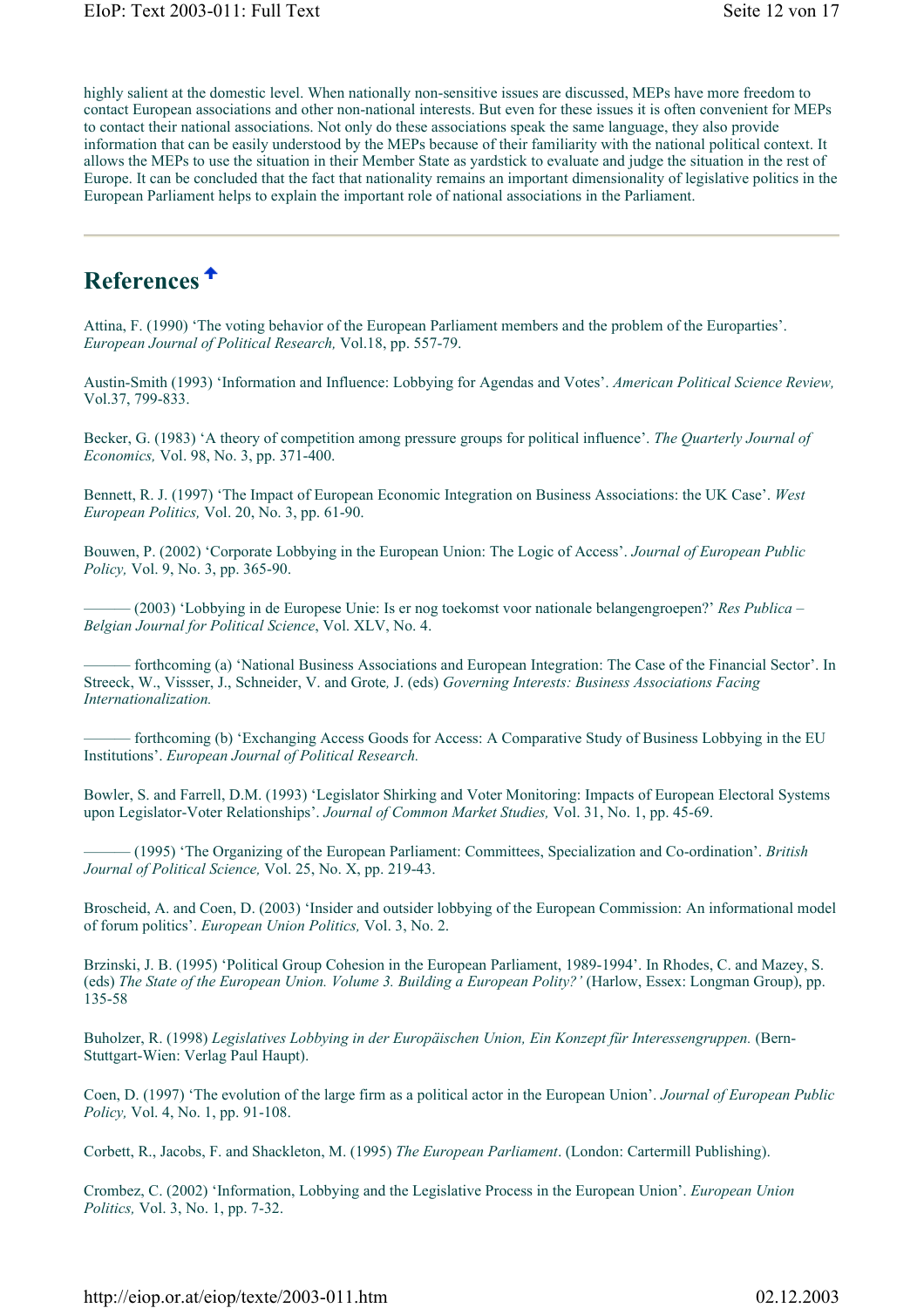highly salient at the domestic level. When nationally non-sensitive issues are discussed, MEPs have more freedom to contact European associations and other non-national interests. But even for these issues it is often convenient for MEPs to contact their national associations. Not only do these associations speak the same language, they also provide information that can be easily understood by the MEPs because of their familiarity with the national political context. It allows the MEPs to use the situation in their Member State as yardstick to evaluate and judge the situation in the rest of Europe. It can be concluded that the fact that nationality remains an important dimensionality of legislative politics in the European Parliament helps to explain the important role of national associations in the Parliament.

---

## References

Attina, F. (1990) 'The voting behavior of the European Parliament members and the problem of the Europarties'. *European Journal of Political Research,* Vol.18, pp. 557-79.

Austin-Smith (1993) 'Information and Influence: Lobbying for Agendas and Votes'. *American Political Science Review,* Vol.37, 799-833.

Becker, G. (1983) 'A theory of competition among pressure groups for political influence'. *The Quarterly Journal of Economics,* Vol. 98, No. 3, pp. 371-400.

Bennett, R. J. (1997) 'The Impact of European Economic Integration on Business Associations: the UK Case'. *West European Politics,* Vol. 20, No. 3, pp. 61-90.

Bouwen, P. (2002) 'Corporate Lobbying in the European Union: The Logic of Access'. *Journal of European Public Policy,* Vol. 9, No. 3, pp. 365-90.

——— (2003) 'Lobbying in de Europese Unie: Is er nog toekomst voor nationale belangengroepen?' *Res Publica – Belgian Journal for Political Science*, Vol. XLV, No. 4.

——— forthcoming (a) 'National Business Associations and European Integration: The Case of the Financial Sector'. In Streeck, W., Vissser, J., Schneider, V. and Grote, J. (eds) *Governing Interests: Business Associations Facing Internationalization.*

——— forthcoming (b) 'Exchanging Access Goods for Access: A Comparative Study of Business Lobbying in the EU Institutions'. *European Journal of Political Research.*

Bowler, S. and Farrell, D.M. (1993) 'Legislator Shirking and Voter Monitoring: Impacts of European Electoral Systems upon Legislator-Voter Relationships'. *Journal of Common Market Studies,* Vol. 31, No. 1, pp. 45-69.

——— (1995) 'The Organizing of the European Parliament: Committees, Specialization and Co-ordination'. *British Journal of Political Science,* Vol. 25, No. X, pp. 219-43.

Broscheid, A. and Coen, D. (2003) 'Insider and outsider lobbying of the European Commission: An informational model of forum politics'. *European Union Politics,* Vol. 3, No. 2.

Brzinski, J. B. (1995) 'Political Group Cohesion in the European Parliament, 1989-1994'. In Rhodes, C. and Mazey, S. (eds) *The State of the European Union. Volume 3. Building a European Polity?'* (Harlow, Essex: Longman Group), pp. 135-58

Buholzer, R. (1998) *Legislatives Lobbying in der Europäischen Union, Ein Konzept für Interessengruppen.* (Bern-Stuttgart-Wien: Verlag Paul Haupt).

Coen, D. (1997) 'The evolution of the large firm as a political actor in the European Union'. *Journal of European Public Policy,* Vol. 4, No. 1, pp. 91-108.

Corbett, R., Jacobs, F. and Shackleton, M. (1995) *The European Parliament*. (London: Cartermill Publishing).

Crombez, C. (2002) 'Information, Lobbying and the Legislative Process in the European Union'. *European Union Politics,* Vol. 3, No. 1, pp. 7-32.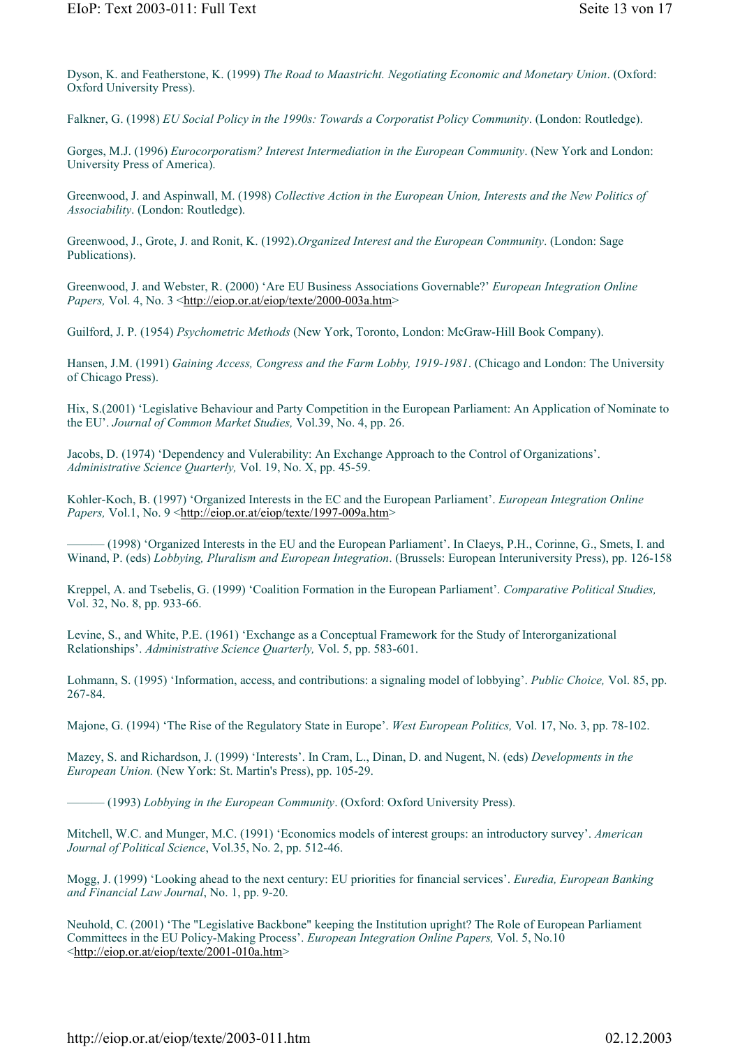Dyson, K. and Featherstone, K. (1999) *The Road to Maastricht. Negotiating Economic and Monetary Union*. (Oxford: Oxford University Press).

Falkner, G. (1998) *EU Social Policy in the 1990s: Towards a Corporatist Policy Community*. (London: Routledge).

Gorges, M.J. (1996) *Eurocorporatism? Interest Intermediation in the European Community*. (New York and London: University Press of America).

Greenwood, J. and Aspinwall, M. (1998) *Collective Action in the European Union, Interests and the New Politics of Associability*. (London: Routledge).

Greenwood, J., Grote, J. and Ronit, K. (1992).*Organized Interest and the European Community*. (London: Sage Publications).

Greenwood, J. and Webster, R. (2000) 'Are EU Business Associations Governable?' *European Integration Online Papers,* Vol. 4, No. 3 <http://eiop.or.at/eiop/texte/2000-003a.htm>

Guilford, J. P. (1954) *Psychometric Methods* (New York, Toronto, London: McGraw-Hill Book Company).

Hansen, J.M. (1991) *Gaining Access, Congress and the Farm Lobby, 1919-1981*. (Chicago and London: The University of Chicago Press).

Hix, S.(2001) 'Legislative Behaviour and Party Competition in the European Parliament: An Application of Nominate to the EU'. *Journal of Common Market Studies,* Vol.39, No. 4, pp. 26.

Jacobs, D. (1974) 'Dependency and Vulerability: An Exchange Approach to the Control of Organizations'. *Administrative Science Quarterly,* Vol. 19, No. X, pp. 45-59.

Kohler-Koch, B. (1997) 'Organized Interests in the EC and the European Parliament'. *European Integration Online Papers,* Vol.1, No. 9 <http://eiop.or.at/eiop/texte/1997-009a.htm>

——— (1998) 'Organized Interests in the EU and the European Parliament'. In Claeys, P.H., Corinne, G., Smets, I. and Winand, P. (eds) *Lobbying, Pluralism and European Integration*. (Brussels: European Interuniversity Press), pp. 126-158

Kreppel, A. and Tsebelis, G. (1999) 'Coalition Formation in the European Parliament'. *Comparative Political Studies,* Vol. 32, No. 8, pp. 933-66.

Levine, S., and White, P.E. (1961) 'Exchange as a Conceptual Framework for the Study of Interorganizational Relationships'. *Administrative Science Quarterly,* Vol. 5, pp. 583-601.

Lohmann, S. (1995) 'Information, access, and contributions: a signaling model of lobbying'. *Public Choice,* Vol. 85, pp. 267-84.

Majone, G. (1994) 'The Rise of the Regulatory State in Europe'. *West European Politics,* Vol. 17, No. 3, pp. 78-102.

Mazey, S. and Richardson, J. (1999) 'Interests'. In Cram, L., Dinan, D. and Nugent, N. (eds) *Developments in the European Union.* (New York: St. Martin's Press), pp. 105-29.

——— (1993) *Lobbying in the European Community*. (Oxford: Oxford University Press).

Mitchell, W.C. and Munger, M.C. (1991) 'Economics models of interest groups: an introductory survey'. *American Journal of Political Science*, Vol.35, No. 2, pp. 512-46.

Mogg, J. (1999) 'Looking ahead to the next century: EU priorities for financial services'. *Euredia, European Banking and Financial Law Journal*, No. 1, pp. 9-20.

Neuhold, C. (2001) 'The "Legislative Backbone" keeping the Institution upright? The Role of European Parliament Committees in the EU Policy-Making Process'. *European Integration Online Papers,* Vol. 5, No.10 <http://eiop.or.at/eiop/texte/2001-010a.htm>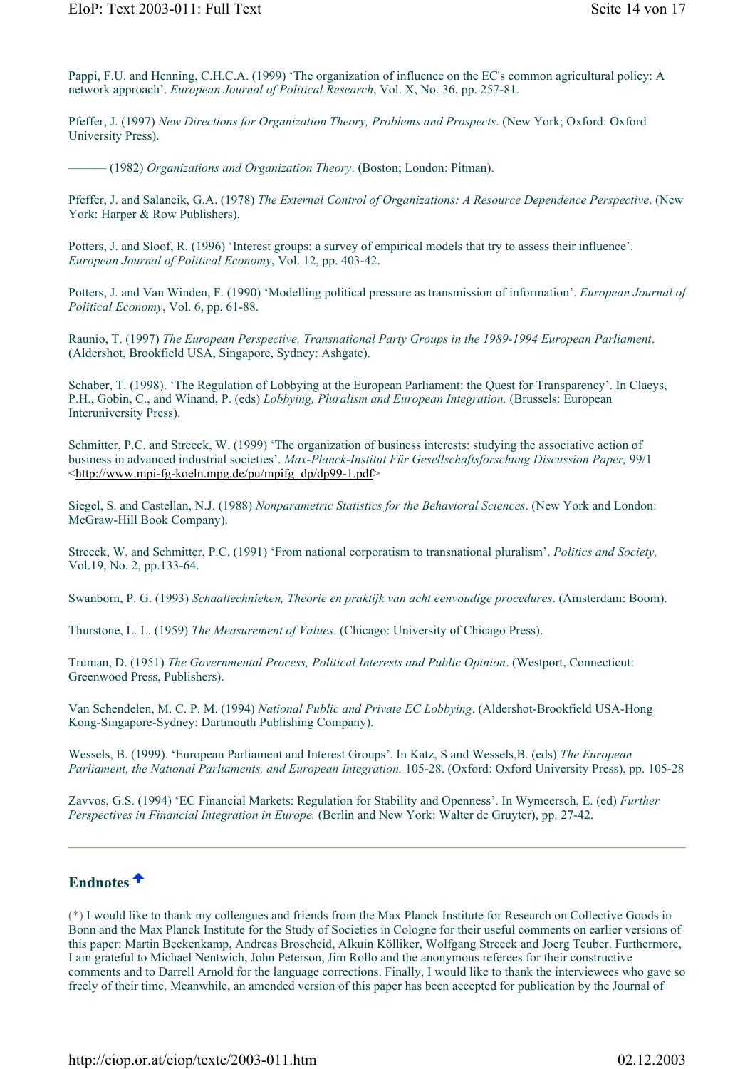Pappi, F.U. and Henning, C.H.C.A. (1999) 'The organization of influence on the EC's common agricultural policy: A network approach'. *European Journal of Political Research*, Vol. X, No. 36, pp. 257-81.

Pfeffer, J. (1997) *New Directions for Organization Theory, Problems and Prospects*. (New York; Oxford: Oxford University Press).

——— (1982) *Organizations and Organization Theory*. (Boston; London: Pitman).

Pfeffer, J. and Salancik, G.A. (1978) *The External Control of Organizations: A Resource Dependence Perspective*. (New York: Harper & Row Publishers).

Potters, J. and Sloof, R. (1996) 'Interest groups: a survey of empirical models that try to assess their influence'. *European Journal of Political Economy*, Vol. 12, pp. 403-42.

Potters, J. and Van Winden, F. (1990) 'Modelling political pressure as transmission of information'. *European Journal of Political Economy*, Vol. 6, pp. 61-88.

Raunio, T. (1997) *The European Perspective, Transnational Party Groups in the 1989-1994 European Parliament*. (Aldershot, Brookfield USA, Singapore, Sydney: Ashgate).

Schaber, T. (1998). 'The Regulation of Lobbying at the European Parliament: the Quest for Transparency'. In Claeys, P.H., Gobin, C., and Winand, P. (eds) *Lobbying, Pluralism and European Integration.* (Brussels: European Interuniversity Press).

Schmitter, P.C. and Streeck, W. (1999) 'The organization of business interests: studying the associative action of business in advanced industrial societies'. *Max-Planck-Institut Für Gesellschaftsforschung Discussion Paper,* 99/1 <http://www.mpi-fg-koeln.mpg.de/pu/mpifg_dp/dp99-1.pdf>

Siegel, S. and Castellan, N.J. (1988) *Nonparametric Statistics for the Behavioral Sciences*. (New York and London: McGraw-Hill Book Company).

Streeck, W. and Schmitter, P.C. (1991) 'From national corporatism to transnational pluralism'. *Politics and Society,* Vol.19, No. 2, pp.133-64.

Swanborn, P. G. (1993) *Schaaltechnieken, Theorie en praktijk van acht eenvoudige procedures*. (Amsterdam: Boom).

Thurstone, L. L. (1959) *The Measurement of Values*. (Chicago: University of Chicago Press).

Truman, D. (1951) *The Governmental Process, Political Interests and Public Opinion*. (Westport, Connecticut: Greenwood Press, Publishers).

Van Schendelen, M. C. P. M. (1994) *National Public and Private EC Lobbying*. (Aldershot-Brookfield USA-Hong Kong-Singapore-Sydney: Dartmouth Publishing Company).

Wessels, B. (1999). 'European Parliament and Interest Groups'. In Katz, S and Wessels,B. (eds) *The European Parliament, the National Parliaments, and European Integration.* 105-28. (Oxford: Oxford University Press), pp. 105-28

Zavvos, G.S. (1994) 'EC Financial Markets: Regulation for Stability and Openness'. In Wymeersch, E. (ed) *Further Perspectives in Financial Integration in Europe.* (Berlin and New York: Walter de Gruyter), pp. 27-42.

---

## Endnotes

(*) I would like to thank my colleagues and friends from the Max Planck Institute for Research on Collective Goods in Bonn and the Max Planck Institute for the Study of Societies in Cologne for their useful comments on earlier versions of this paper: Martin Beckenkamp, Andreas Broscheid, Alkuin Kölliker, Wolfgang Streeck and Joerg Teuber. Furthermore, I am grateful to Michael Nentwich, John Peterson, Jim Rollo and the anonymous referees for their constructive comments and to Darrell Arnold for the language corrections. Finally, I would like to thank the interviewees who gave so freely of their time. Meanwhile, an amended version of this paper has been accepted for publication by the Journal of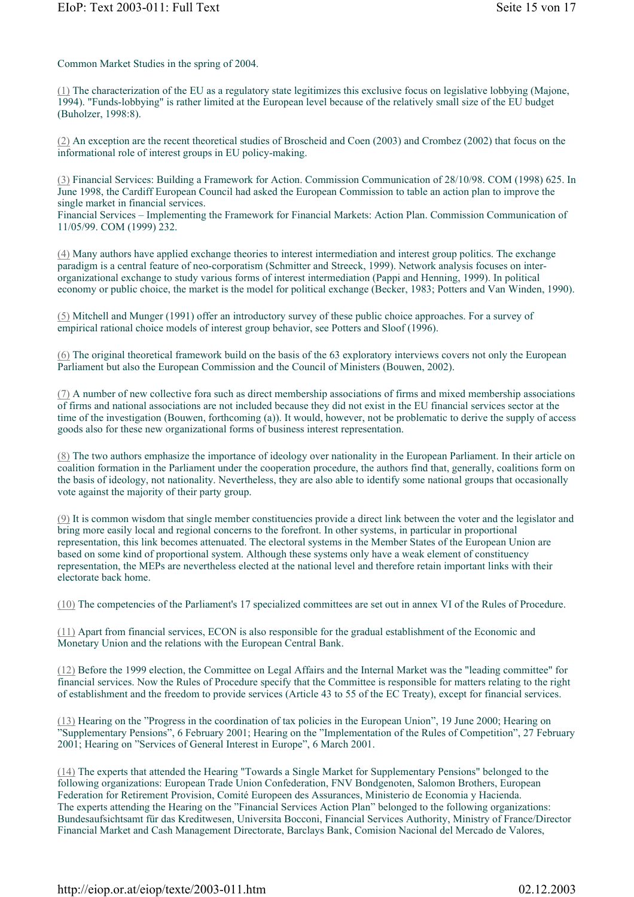Common Market Studies in the spring of 2004.

(1) The characterization of the EU as a regulatory state legitimizes this exclusive focus on legislative lobbying (Majone, 1994). "Funds-lobbying" is rather limited at the European level because of the relatively small size of the EU budget (Buholzer, 1998:8).

(2) An exception are the recent theoretical studies of Broscheid and Coen (2003) and Crombez (2002) that focus on the informational role of interest groups in EU policy-making.

(3) Financial Services: Building a Framework for Action. Commission Communication of 28/10/98. COM (1998) 625. In June 1998, the Cardiff European Council had asked the European Commission to table an action plan to improve the single market in financial services.
Financial Services – Implementing the Framework for Financial Markets: Action Plan. Commission Communication of 11/05/99. COM (1999) 232.

(4) Many authors have applied exchange theories to interest intermediation and interest group politics. The exchange paradigm is a central feature of neo-corporatism (Schmitter and Streeck, 1999). Network analysis focuses on inter-organizational exchange to study various forms of interest intermediation (Pappi and Henning, 1999). In political economy or public choice, the market is the model for political exchange (Becker, 1983; Potters and Van Winden, 1990).

(5) Mitchell and Munger (1991) offer an introductory survey of these public choice approaches. For a survey of empirical rational choice models of interest group behavior, see Potters and Sloof (1996).

(6) The original theoretical framework build on the basis of the 63 exploratory interviews covers not only the European Parliament but also the European Commission and the Council of Ministers (Bouwen, 2002).

(7) A number of new collective fora such as direct membership associations of firms and mixed membership associations of firms and national associations are not included because they did not exist in the EU financial services sector at the time of the investigation (Bouwen, forthcoming (a)). It would, however, not be problematic to derive the supply of access goods also for these new organizational forms of business interest representation.

(8) The two authors emphasize the importance of ideology over nationality in the European Parliament. In their article on coalition formation in the Parliament under the cooperation procedure, the authors find that, generally, coalitions form on the basis of ideology, not nationality. Nevertheless, they are also able to identify some national groups that occasionally vote against the majority of their party group.

(9) It is common wisdom that single member constituencies provide a direct link between the voter and the legislator and bring more easily local and regional concerns to the forefront. In other systems, in particular in proportional representation, this link becomes attenuated. The electoral systems in the Member States of the European Union are based on some kind of proportional system. Although these systems only have a weak element of constituency representation, the MEPs are nevertheless elected at the national level and therefore retain important links with their electorate back home.

(10) The competencies of the Parliament's 17 specialized committees are set out in annex VI of the Rules of Procedure.

(11) Apart from financial services, ECON is also responsible for the gradual establishment of the Economic and Monetary Union and the relations with the European Central Bank.

(12) Before the 1999 election, the Committee on Legal Affairs and the Internal Market was the "leading committee" for financial services. Now the Rules of Procedure specify that the Committee is responsible for matters relating to the right of establishment and the freedom to provide services (Article 43 to 55 of the EC Treaty), except for financial services.

(13) Hearing on the "Progress in the coordination of tax policies in the European Union", 19 June 2000; Hearing on "Supplementary Pensions", 6 February 2001; Hearing on the "Implementation of the Rules of Competition", 27 February 2001; Hearing on "Services of General Interest in Europe", 6 March 2001.

(14) The experts that attended the Hearing "Towards a Single Market for Supplementary Pensions" belonged to the following organizations: European Trade Union Confederation, FNV Bondgenoten, Salomon Brothers, European Federation for Retirement Provision, Comité Europeen des Assurances, Ministerio de Economia y Hacienda.
The experts attending the Hearing on the "Financial Services Action Plan" belonged to the following organizations: Bundesaufsichtsamt für das Kreditwesen, Universita Bocconi, Financial Services Authority, Ministry of France/Director Financial Market and Cash Management Directorate, Barclays Bank, Comision Nacional del Mercado de Valores,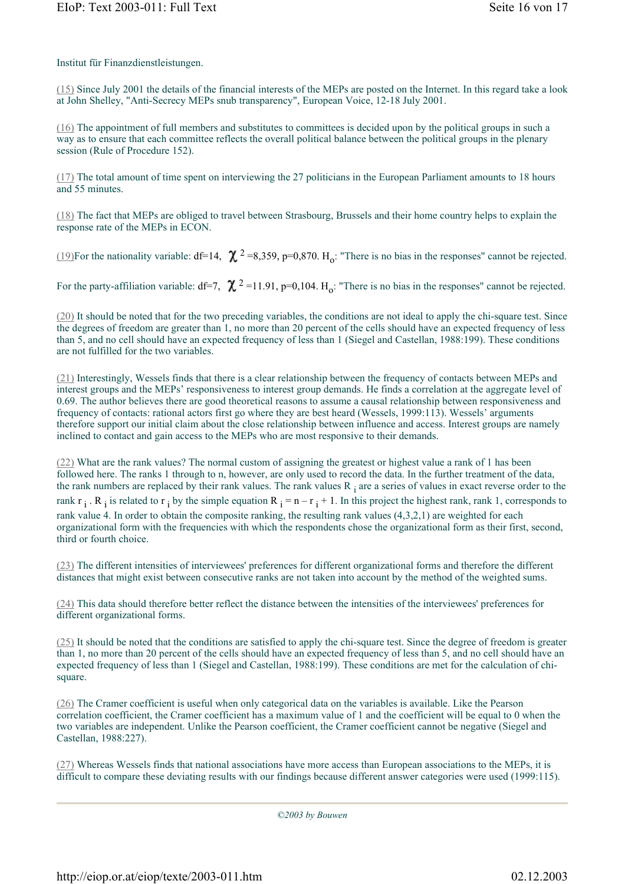Institut für Finanzdienstleistungen.

(15) Since July 2001 the details of the financial interests of the MEPs are posted on the Internet. In this regard take a look at John Shelley, "Anti-Secrecy MEPs snub transparency", European Voice, 12-18 July 2001.

(16) The appointment of full members and substitutes to committees is decided upon by the political groups in such a way as to ensure that each committee reflects the overall political balance between the political groups in the plenary session (Rule of Procedure 152).

(17) The total amount of time spent on interviewing the 27 politicians in the European Parliament amounts to 18 hours and 55 minutes.

(18) The fact that MEPs are obliged to travel between Strasbourg, Brussels and their home country helps to explain the response rate of the MEPs in ECON.

(19)For the nationality variable: df=14, $\chi^2$ =8,359, p=0,870. $H_o$: "There is no bias in the responses" cannot be rejected.

For the party-affiliation variable: df=7, $\chi^2$ =11.91, p=0,104. $H_o$: "There is no bias in the responses" cannot be rejected.

(20) It should be noted that for the two preceding variables, the conditions are not ideal to apply the chi-square test. Since the degrees of freedom are greater than 1, no more than 20 percent of the cells should have an expected frequency of less than 5, and no cell should have an expected frequency of less than 1 (Siegel and Castellan, 1988:199). These conditions are not fulfilled for the two variables.

(21) Interestingly, Wessels finds that there is a clear relationship between the frequency of contacts between MEPs and interest groups and the MEPs' responsiveness to interest group demands. He finds a correlation at the aggregate level of 0.69. The author believes there are good theoretical reasons to assume a causal relationship between responsiveness and frequency of contacts: rational actors first go where they are best heard (Wessels, 1999:113). Wessels' arguments therefore support our initial claim about the close relationship between influence and access. Interest groups are namely inclined to contact and gain access to the MEPs who are most responsive to their demands.

(22) What are the rank values? The normal custom of assigning the greatest or highest value a rank of 1 has been followed here. The ranks 1 through to n, however, are only used to record the data. In the further treatment of the data, the rank numbers are replaced by their rank values. The rank values $R_i$ are a series of values in exact reverse order to the rank $r_i$ . $R_i$ is related to $r_i$ by the simple equation $R_i = n - r_i + 1$. In this project the highest rank, rank 1, corresponds to rank value 4. In order to obtain the composite ranking, the resulting rank values (4,3,2,1) are weighted for each organizational form with the frequencies with which the respondents chose the organizational form as their first, second, third or fourth choice.

(23) The different intensities of interviewees' preferences for different organizational forms and therefore the different distances that might exist between consecutive ranks are not taken into account by the method of the weighted sums.

(24) This data should therefore better reflect the distance between the intensities of the interviewees' preferences for different organizational forms.

(25) It should be noted that the conditions are satisfied to apply the chi-square test. Since the degree of freedom is greater than 1, no more than 20 percent of the cells should have an expected frequency of less than 5, and no cell should have an expected frequency of less than 1 (Siegel and Castellan, 1988:199). These conditions are met for the calculation of chi-square.

(26) The Cramer coefficient is useful when only categorical data on the variables is available. Like the Pearson correlation coefficient, the Cramer coefficient has a maximum value of 1 and the coefficient will be equal to 0 when the two variables are independent. Unlike the Pearson coefficient, the Cramer coefficient cannot be negative (Siegel and Castellan, 1988:227).

(27) Whereas Wessels finds that national associations have more access than European associations to the MEPs, it is difficult to compare these deviating results with our findings because different answer categories were used (1999:115).

*©2003 by Bouwen*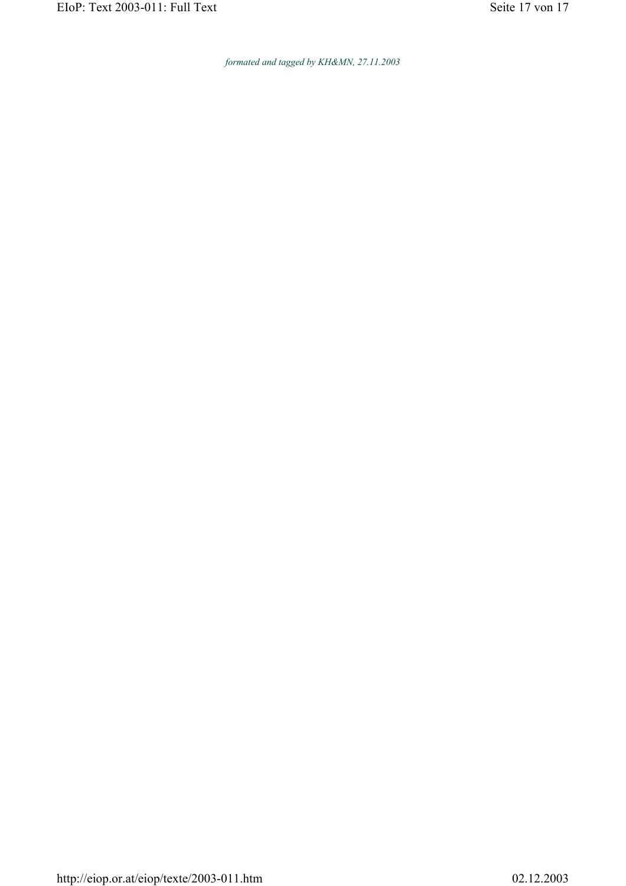*formated and tagged by KH&MN, 27.11.2003*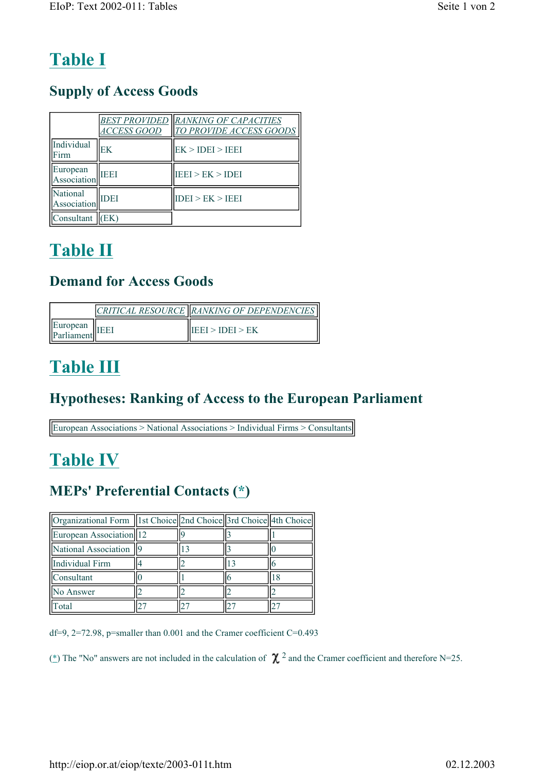# Table I

## Supply of Access Goods

| | *BEST PROVIDED ACCESS GOOD* | *RANKING OF CAPACITIES TO PROVIDE ACCESS GOODS* |
|---|---|---|
| Individual Firm | EK | EK > IDEI > IEEI |
| European Association | IEEI | IEEI > EK > IDEI |
| National Association | IDEI | IDEI > EK > IEEI |
| Consultant | (EK) | |

# Table II

## Demand for Access Goods

| | *CRITICAL RESOURCE* | *RANKING OF DEPENDENCIES* |
|---|---|---|
| European Parliament | IEEI | IEEI > IDEI > EK |

# Table III

## Hypotheses: Ranking of Access to the European Parliament

| European Associations > National Associations > Individual Firms > Consultants |
|---|

# Table IV

## MEPs' Preferential Contacts (*)

| Organizational Form | 1st Choice | 2nd Choice | 3rd Choice | 4th Choice |
|---|---|---|---|---|
| European Association | 12 | 9 | 3 | 1 |
| National Association | 9 | 13 | 3 | 0 |
| Individual Firm | 4 | 2 | 13 | 6 |
| Consultant | 0 | 1 | 6 | 18 |
| No Answer | 2 | 2 | 2 | 2 |
| Total | 27 | 27 | 27 | 27 |

df=9, 2=72.98, p=smaller than 0.001 and the Cramer coefficient C=0.493

(*) The "No" answers are not included in the calculation of $\chi^2$ and the Cramer coefficient and therefore N=25.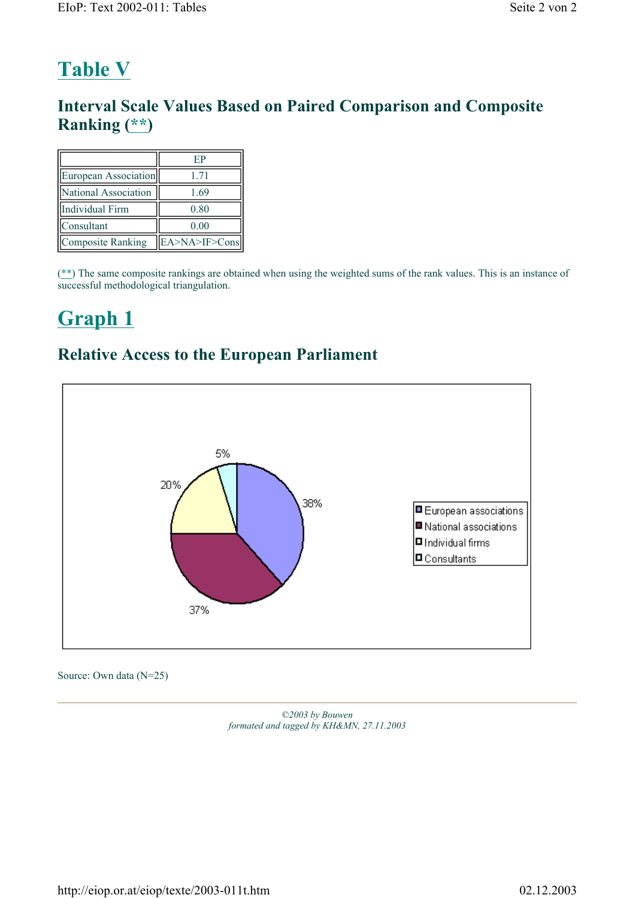# Table V

## Interval Scale Values Based on Paired Comparison and Composite Ranking (**)

| | EP |
|---|---|
| European Association | 1.71 |
| National Association | 1.69 |
| Individual Firm | 0.80 |
| Consultant | 0.00 |
| Composite Ranking | EA>NA>IF>Cons |

(**) The same composite rankings are obtained when using the weighted sums of the rank values. This is an instance of successful methodological triangulation.

# Graph 1

## Relative Access to the European Parliament

5%
20%
38%
37%

European associations
National associations
Individual firms
Consultants

Source: Own data (N=25)

*©2003 by Bouwen*
*formated and tagged by KH&MN, 27.11.2003*